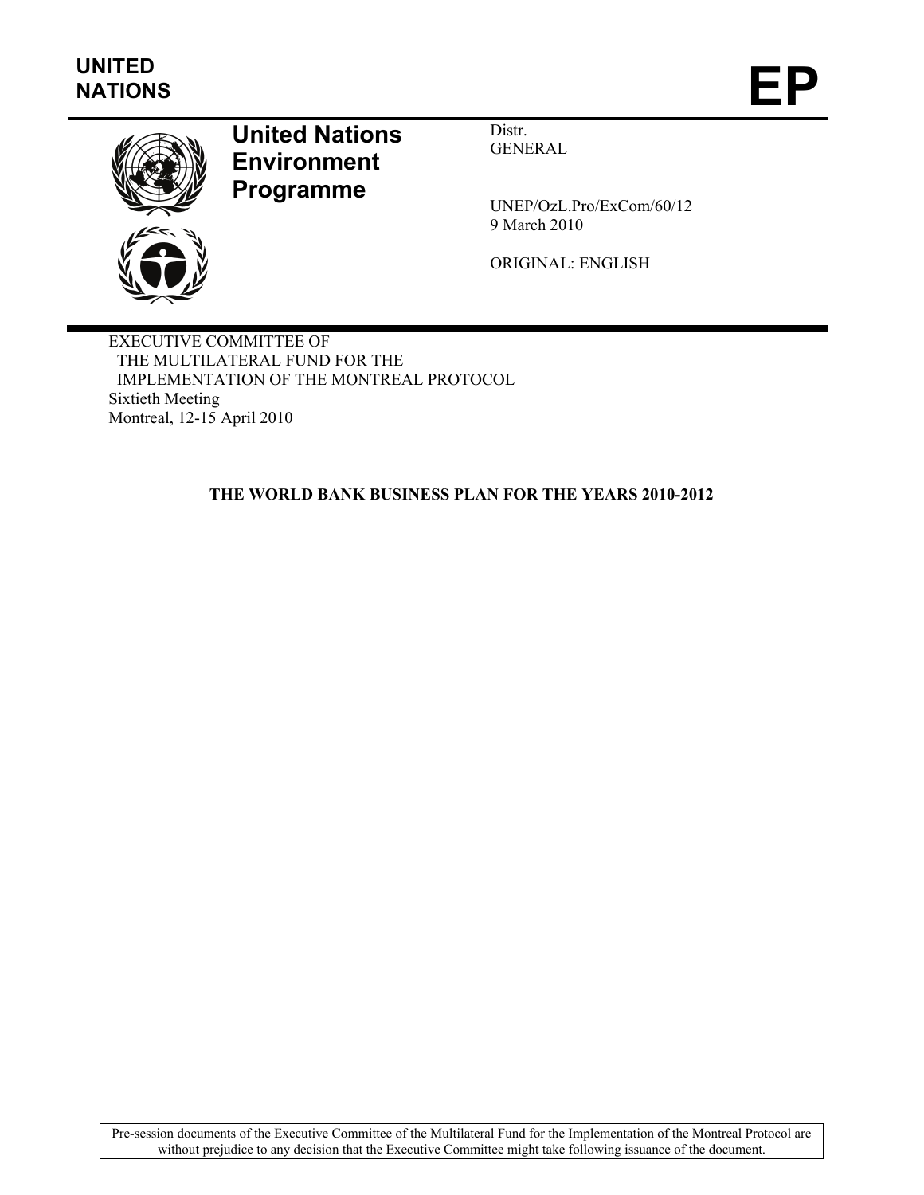**UNITED NATIONS**

# EP

## United Nations Environment Programme

Distr.
GENERAL

UNEP/OzL.Pro/ExCom/60/12
9 March 2010

ORIGINAL: ENGLISH

EXECUTIVE COMMITTEE OF
THE MULTILATERAL FUND FOR THE
IMPLEMENTATION OF THE MONTREAL PROTOCOL
Sixtieth Meeting
Montreal, 12-15 April 2010

**THE WORLD BANK BUSINESS PLAN FOR THE YEARS 2010-2012**

Pre-session documents of the Executive Committee of the Multilateral Fund for the Implementation of the Montreal Protocol are without prejudice to any decision that the Executive Committee might take following issuance of the document.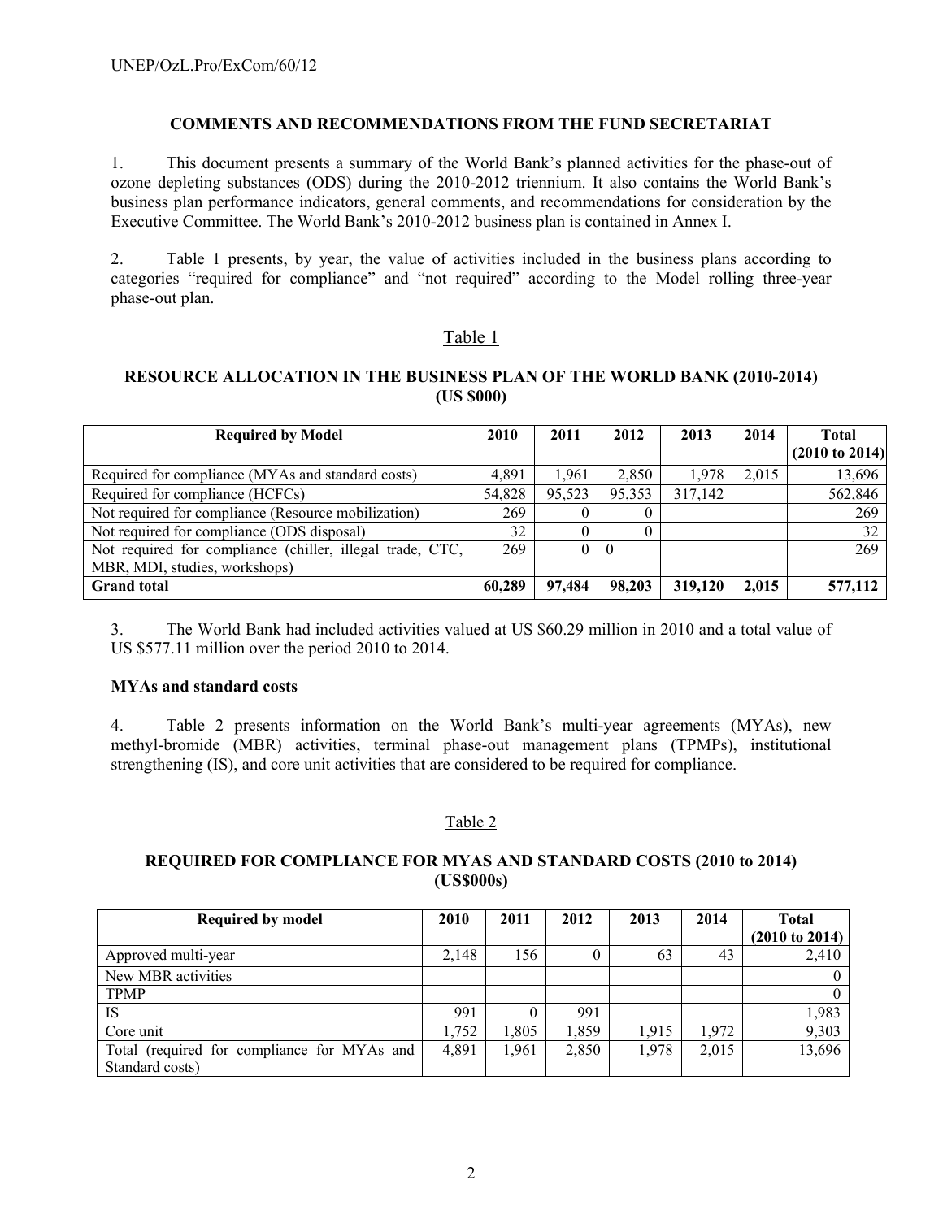## COMMENTS AND RECOMMENDATIONS FROM THE FUND SECRETARIAT

1. This document presents a summary of the World Bank's planned activities for the phase-out of ozone depleting substances (ODS) during the 2010-2012 triennium. It also contains the World Bank's business plan performance indicators, general comments, and recommendations for consideration by the Executive Committee. The World Bank's 2010-2012 business plan is contained in Annex I.

2. Table 1 presents, by year, the value of activities included in the business plans according to categories "required for compliance" and "not required" according to the Model rolling three-year phase-out plan.

Table 1

**RESOURCE ALLOCATION IN THE BUSINESS PLAN OF THE WORLD BANK (2010-2014) (US $000)**

| Required by Model | 2010 | 2011 | 2012 | 2013 | 2014 | Total (2010 to 2014) |
|---|---|---|---|---|---|---|
| Required for compliance (MYAs and standard costs) | 4,891 | 1,961 | 2,850 | 1,978 | 2,015 | 13,696 |
| Required for compliance (HCFCs) | 54,828 | 95,523 | 95,353 | 317,142 | | 562,846 |
| Not required for compliance (Resource mobilization) | 269 | 0 | 0 | | | 269 |
| Not required for compliance (ODS disposal) | 32 | 0 | 0 | | | 32 |
| Not required for compliance (chiller, illegal trade, CTC, MBR, MDI, studies, workshops) | 269 | 0 | 0 | | | 269 |
| **Grand total** | **60,289** | **97,484** | **98,203** | **319,120** | **2,015** | **577,112** |

3. The World Bank had included activities valued at US $60.29 million in 2010 and a total value of US $577.11 million over the period 2010 to 2014.

### MYAs and standard costs

4. Table 2 presents information on the World Bank's multi-year agreements (MYAs), new methyl-bromide (MBR) activities, terminal phase-out management plans (TPMPs), institutional strengthening (IS), and core unit activities that are considered to be required for compliance.

Table 2

**REQUIRED FOR COMPLIANCE FOR MYAS AND STANDARD COSTS (2010 to 2014) (US$000s)**

| Required by model | 2010 | 2011 | 2012 | 2013 | 2014 | Total (2010 to 2014) |
|---|---|---|---|---|---|---|
| Approved multi-year | 2,148 | 156 | 0 | 63 | 43 | 2,410 |
| New MBR activities | | | | | | 0 |
| TPMP | | | | | | 0 |
| IS | 991 | 0 | 991 | | | 1,983 |
| Core unit | 1,752 | 1,805 | 1,859 | 1,915 | 1,972 | 9,303 |
| Total (required for compliance for MYAs and Standard costs) | 4,891 | 1,961 | 2,850 | 1,978 | 2,015 | 13,696 |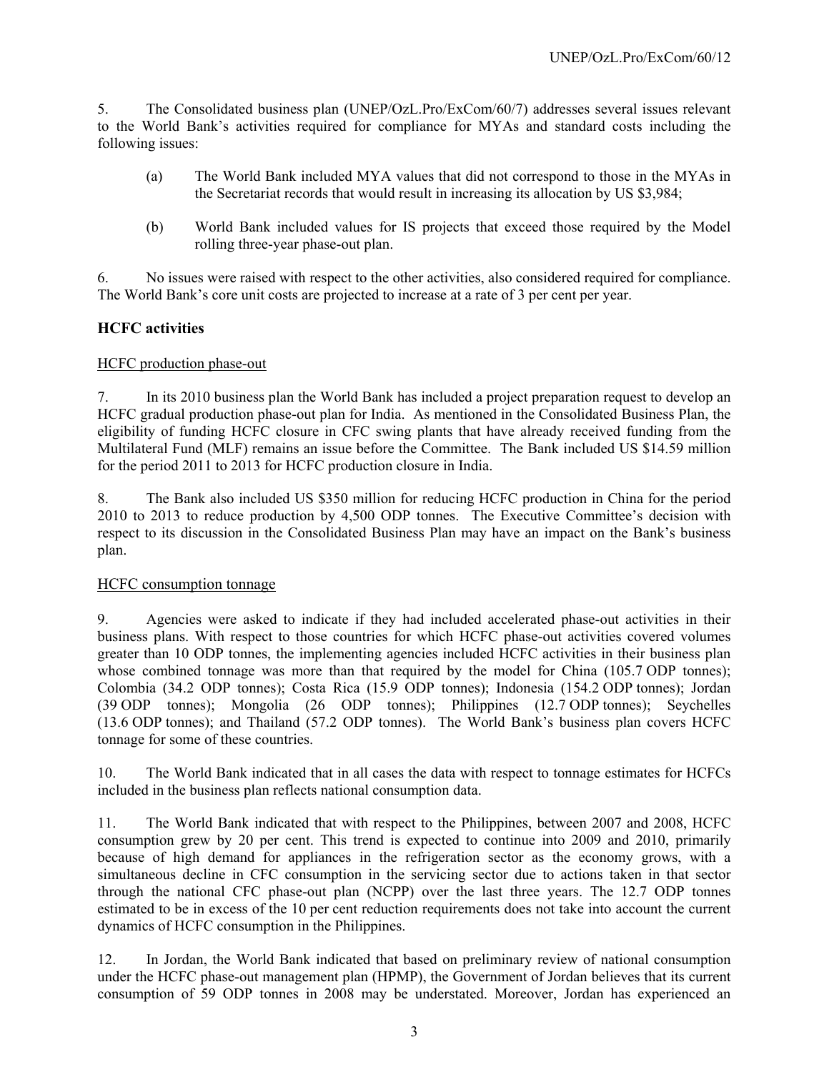5. The Consolidated business plan (UNEP/OzL.Pro/ExCom/60/7) addresses several issues relevant to the World Bank's activities required for compliance for MYAs and standard costs including the following issues:

(a) The World Bank included MYA values that did not correspond to those in the MYAs in the Secretariat records that would result in increasing its allocation by US $3,984;

(b) World Bank included values for IS projects that exceed those required by the Model rolling three-year phase-out plan.

6. No issues were raised with respect to the other activities, also considered required for compliance. The World Bank's core unit costs are projected to increase at a rate of 3 per cent per year.

### HCFC activities

HCFC production phase-out

7. In its 2010 business plan the World Bank has included a project preparation request to develop an HCFC gradual production phase-out plan for India. As mentioned in the Consolidated Business Plan, the eligibility of funding HCFC closure in CFC swing plants that have already received funding from the Multilateral Fund (MLF) remains an issue before the Committee. The Bank included US $14.59 million for the period 2011 to 2013 for HCFC production closure in India.

8. The Bank also included US $350 million for reducing HCFC production in China for the period 2010 to 2013 to reduce production by 4,500 ODP tonnes. The Executive Committee's decision with respect to its discussion in the Consolidated Business Plan may have an impact on the Bank's business plan.

HCFC consumption tonnage

9. Agencies were asked to indicate if they had included accelerated phase-out activities in their business plans. With respect to those countries for which HCFC phase-out activities covered volumes greater than 10 ODP tonnes, the implementing agencies included HCFC activities in their business plan whose combined tonnage was more than that required by the model for China (105.7 ODP tonnes); Colombia (34.2 ODP tonnes); Costa Rica (15.9 ODP tonnes); Indonesia (154.2 ODP tonnes); Jordan (39 ODP tonnes); Mongolia (26 ODP tonnes); Philippines (12.7 ODP tonnes); Seychelles (13.6 ODP tonnes); and Thailand (57.2 ODP tonnes). The World Bank's business plan covers HCFC tonnage for some of these countries.

10. The World Bank indicated that in all cases the data with respect to tonnage estimates for HCFCs included in the business plan reflects national consumption data.

11. The World Bank indicated that with respect to the Philippines, between 2007 and 2008, HCFC consumption grew by 20 per cent. This trend is expected to continue into 2009 and 2010, primarily because of high demand for appliances in the refrigeration sector as the economy grows, with a simultaneous decline in CFC consumption in the servicing sector due to actions taken in that sector through the national CFC phase-out plan (NCPP) over the last three years. The 12.7 ODP tonnes estimated to be in excess of the 10 per cent reduction requirements does not take into account the current dynamics of HCFC consumption in the Philippines.

12. In Jordan, the World Bank indicated that based on preliminary review of national consumption under the HCFC phase-out management plan (HPMP), the Government of Jordan believes that its current consumption of 59 ODP tonnes in 2008 may be understated. Moreover, Jordan has experienced an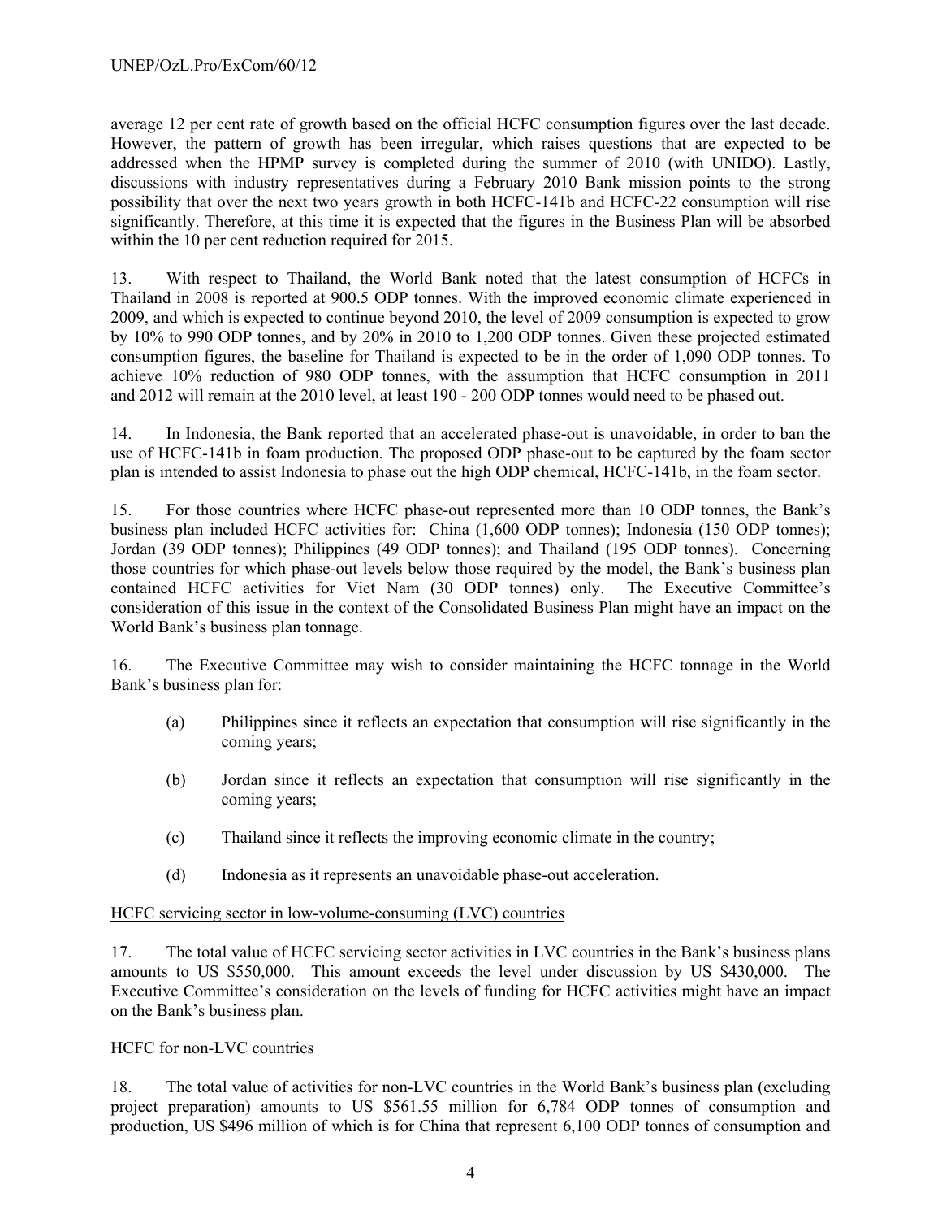average 12 per cent rate of growth based on the official HCFC consumption figures over the last decade. However, the pattern of growth has been irregular, which raises questions that are expected to be addressed when the HPMP survey is completed during the summer of 2010 (with UNIDO). Lastly, discussions with industry representatives during a February 2010 Bank mission points to the strong possibility that over the next two years growth in both HCFC-141b and HCFC-22 consumption will rise significantly. Therefore, at this time it is expected that the figures in the Business Plan will be absorbed within the 10 per cent reduction required for 2015.

13. With respect to Thailand, the World Bank noted that the latest consumption of HCFCs in Thailand in 2008 is reported at 900.5 ODP tonnes. With the improved economic climate experienced in 2009, and which is expected to continue beyond 2010, the level of 2009 consumption is expected to grow by 10% to 990 ODP tonnes, and by 20% in 2010 to 1,200 ODP tonnes. Given these projected estimated consumption figures, the baseline for Thailand is expected to be in the order of 1,090 ODP tonnes. To achieve 10% reduction of 980 ODP tonnes, with the assumption that HCFC consumption in 2011 and 2012 will remain at the 2010 level, at least 190 - 200 ODP tonnes would need to be phased out.

14. In Indonesia, the Bank reported that an accelerated phase-out is unavoidable, in order to ban the use of HCFC-141b in foam production. The proposed ODP phase-out to be captured by the foam sector plan is intended to assist Indonesia to phase out the high ODP chemical, HCFC-141b, in the foam sector.

15. For those countries where HCFC phase-out represented more than 10 ODP tonnes, the Bank's business plan included HCFC activities for: China (1,600 ODP tonnes); Indonesia (150 ODP tonnes); Jordan (39 ODP tonnes); Philippines (49 ODP tonnes); and Thailand (195 ODP tonnes). Concerning those countries for which phase-out levels below those required by the model, the Bank's business plan contained HCFC activities for Viet Nam (30 ODP tonnes) only. The Executive Committee's consideration of this issue in the context of the Consolidated Business Plan might have an impact on the World Bank's business plan tonnage.

16. The Executive Committee may wish to consider maintaining the HCFC tonnage in the World Bank's business plan for:

(a) Philippines since it reflects an expectation that consumption will rise significantly in the coming years;

(b) Jordan since it reflects an expectation that consumption will rise significantly in the coming years;

(c) Thailand since it reflects the improving economic climate in the country;

(d) Indonesia as it represents an unavoidable phase-out acceleration.

HCFC servicing sector in low-volume-consuming (LVC) countries

17. The total value of HCFC servicing sector activities in LVC countries in the Bank's business plans amounts to US $550,000. This amount exceeds the level under discussion by US $430,000. The Executive Committee's consideration on the levels of funding for HCFC activities might have an impact on the Bank's business plan.

HCFC for non-LVC countries

18. The total value of activities for non-LVC countries in the World Bank's business plan (excluding project preparation) amounts to US $561.55 million for 6,784 ODP tonnes of consumption and production, US $496 million of which is for China that represent 6,100 ODP tonnes of consumption and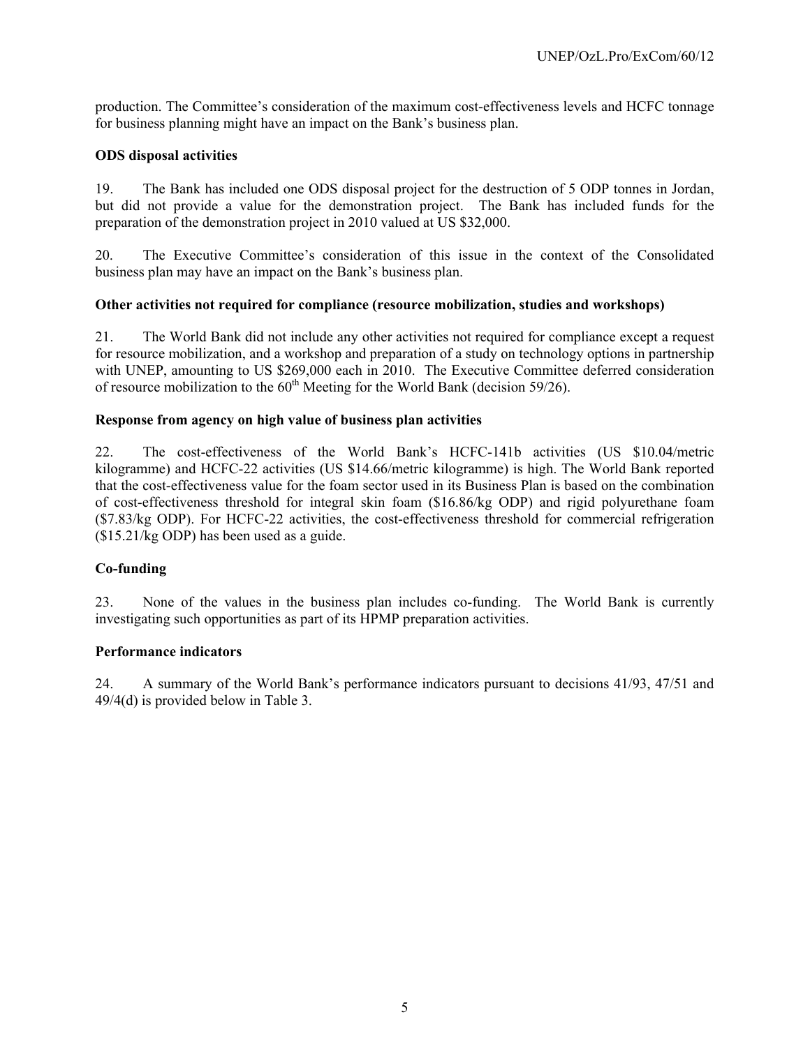production. The Committee's consideration of the maximum cost-effectiveness levels and HCFC tonnage for business planning might have an impact on the Bank's business plan.

**ODS disposal activities**

19. The Bank has included one ODS disposal project for the destruction of 5 ODP tonnes in Jordan, but did not provide a value for the demonstration project. The Bank has included funds for the preparation of the demonstration project in 2010 valued at US $32,000.

20. The Executive Committee's consideration of this issue in the context of the Consolidated business plan may have an impact on the Bank's business plan.

**Other activities not required for compliance (resource mobilization, studies and workshops)**

21. The World Bank did not include any other activities not required for compliance except a request for resource mobilization, and a workshop and preparation of a study on technology options in partnership with UNEP, amounting to US $269,000 each in 2010. The Executive Committee deferred consideration of resource mobilization to the 60th Meeting for the World Bank (decision 59/26).

**Response from agency on high value of business plan activities**

22. The cost-effectiveness of the World Bank's HCFC-141b activities (US $10.04/metric kilogramme) and HCFC-22 activities (US $14.66/metric kilogramme) is high. The World Bank reported that the cost-effectiveness value for the foam sector used in its Business Plan is based on the combination of cost-effectiveness threshold for integral skin foam ($16.86/kg ODP) and rigid polyurethane foam ($7.83/kg ODP). For HCFC-22 activities, the cost-effectiveness threshold for commercial refrigeration ($15.21/kg ODP) has been used as a guide.

**Co-funding**

23. None of the values in the business plan includes co-funding. The World Bank is currently investigating such opportunities as part of its HPMP preparation activities.

**Performance indicators**

24. A summary of the World Bank's performance indicators pursuant to decisions 41/93, 47/51 and 49/4(d) is provided below in Table 3.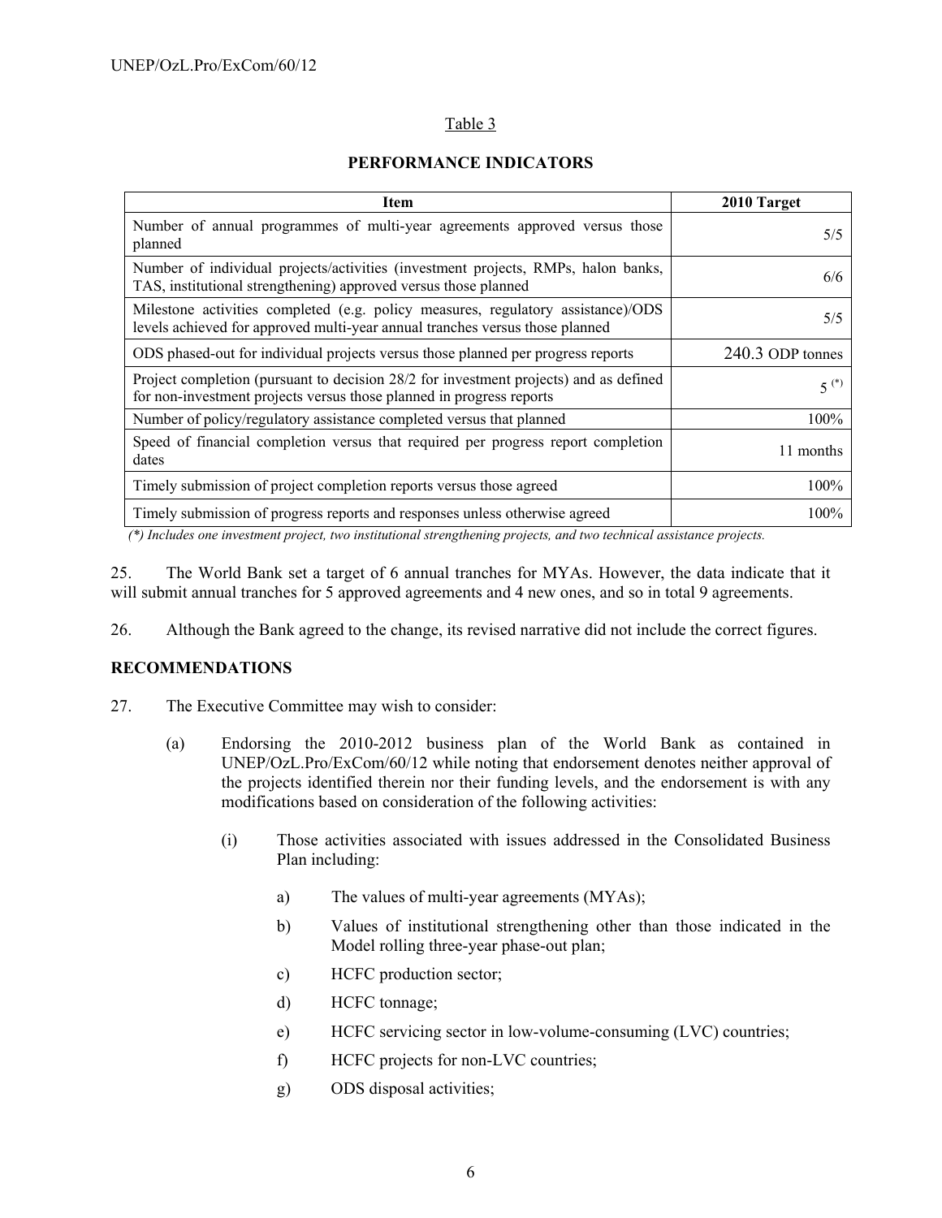Table 3

**PERFORMANCE INDICATORS**

| Item | 2010 Target |
|---|---|
| Number of annual programmes of multi-year agreements approved versus those planned | 5/5 |
| Number of individual projects/activities (investment projects, RMPs, halon banks, TAS, institutional strengthening) approved versus those planned | 6/6 |
| Milestone activities completed (e.g. policy measures, regulatory assistance)/ODS levels achieved for approved multi-year annual tranches versus those planned | 5/5 |
| ODS phased-out for individual projects versus those planned per progress reports | 240.3 ODP tonnes |
| Project completion (pursuant to decision 28/2 for investment projects) and as defined for non-investment projects versus those planned in progress reports | 5 (*) |
| Number of policy/regulatory assistance completed versus that planned | 100% |
| Speed of financial completion versus that required per progress report completion dates | 11 months |
| Timely submission of project completion reports versus those agreed | 100% |
| Timely submission of progress reports and responses unless otherwise agreed | 100% |

*(\*) Includes one investment project, two institutional strengthening projects, and two technical assistance projects.*

25. The World Bank set a target of 6 annual tranches for MYAs. However, the data indicate that it will submit annual tranches for 5 approved agreements and 4 new ones, and so in total 9 agreements.

26. Although the Bank agreed to the change, its revised narrative did not include the correct figures.

**RECOMMENDATIONS**

27. The Executive Committee may wish to consider:

(a) Endorsing the 2010-2012 business plan of the World Bank as contained in UNEP/OzL.Pro/ExCom/60/12 while noting that endorsement denotes neither approval of the projects identified therein nor their funding levels, and the endorsement is with any modifications based on consideration of the following activities:

(i) Those activities associated with issues addressed in the Consolidated Business Plan including:

a) The values of multi-year agreements (MYAs);

b) Values of institutional strengthening other than those indicated in the Model rolling three-year phase-out plan;

c) HCFC production sector;

d) HCFC tonnage;

e) HCFC servicing sector in low-volume-consuming (LVC) countries;

f) HCFC projects for non-LVC countries;

g) ODS disposal activities;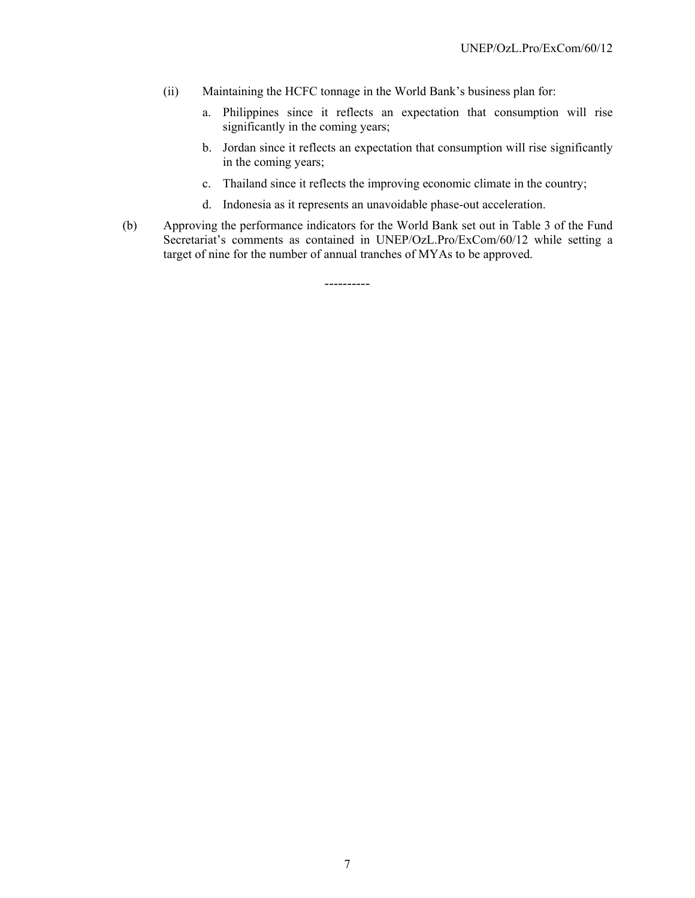(ii) Maintaining the HCFC tonnage in the World Bank's business plan for:

a. Philippines since it reflects an expectation that consumption will rise significantly in the coming years;

b. Jordan since it reflects an expectation that consumption will rise significantly in the coming years;

c. Thailand since it reflects the improving economic climate in the country;

d. Indonesia as it represents an unavoidable phase-out acceleration.

(b) Approving the performance indicators for the World Bank set out in Table 3 of the Fund Secretariat's comments as contained in UNEP/OzL.Pro/ExCom/60/12 while setting a target of nine for the number of annual tranches of MYAs to be approved.

----------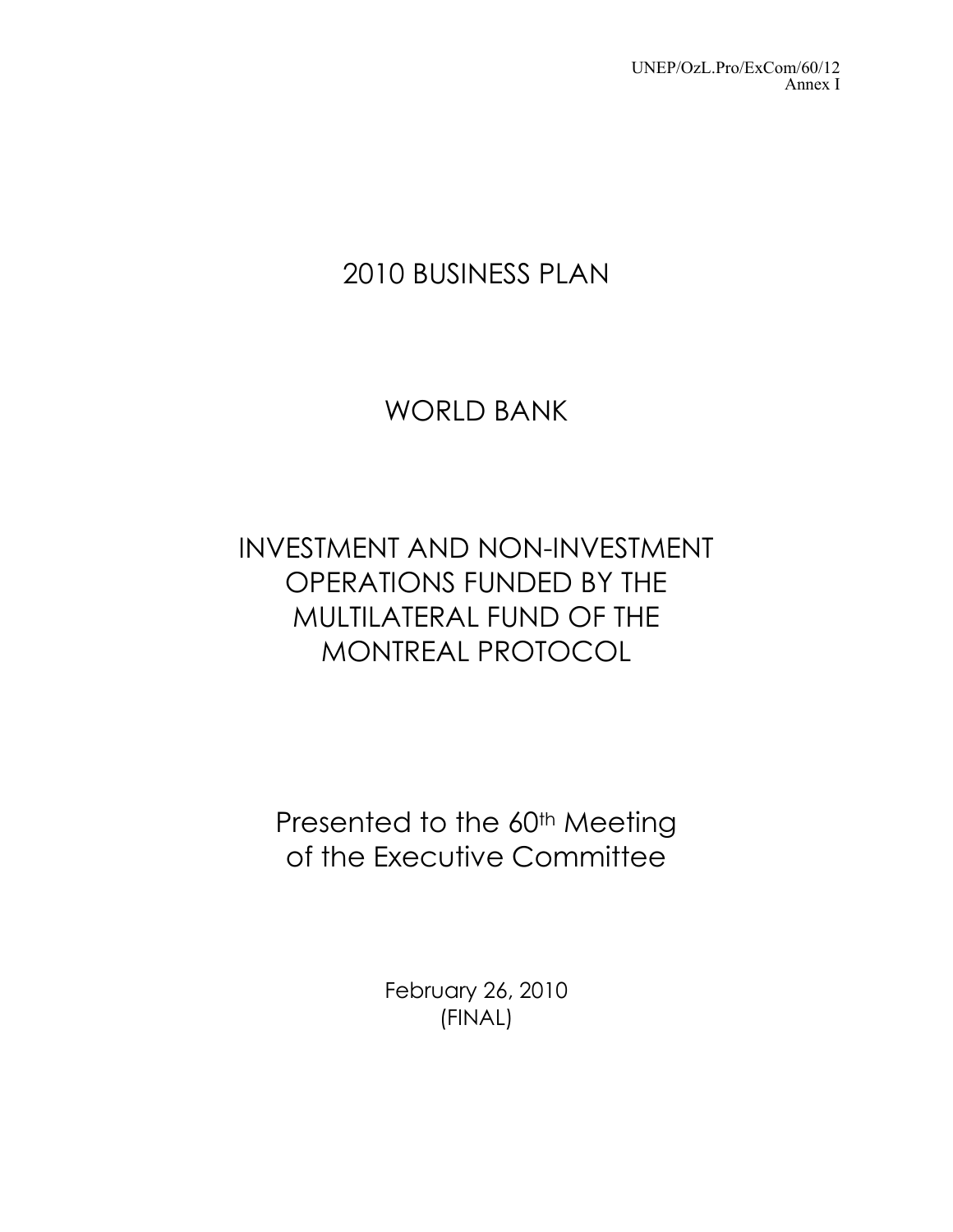# 2010 BUSINESS PLAN

# WORLD BANK

## INVESTMENT AND NON-INVESTMENT OPERATIONS FUNDED BY THE MULTILATERAL FUND OF THE MONTREAL PROTOCOL

Presented to the 60th Meeting of the Executive Committee

February 26, 2010
(FINAL)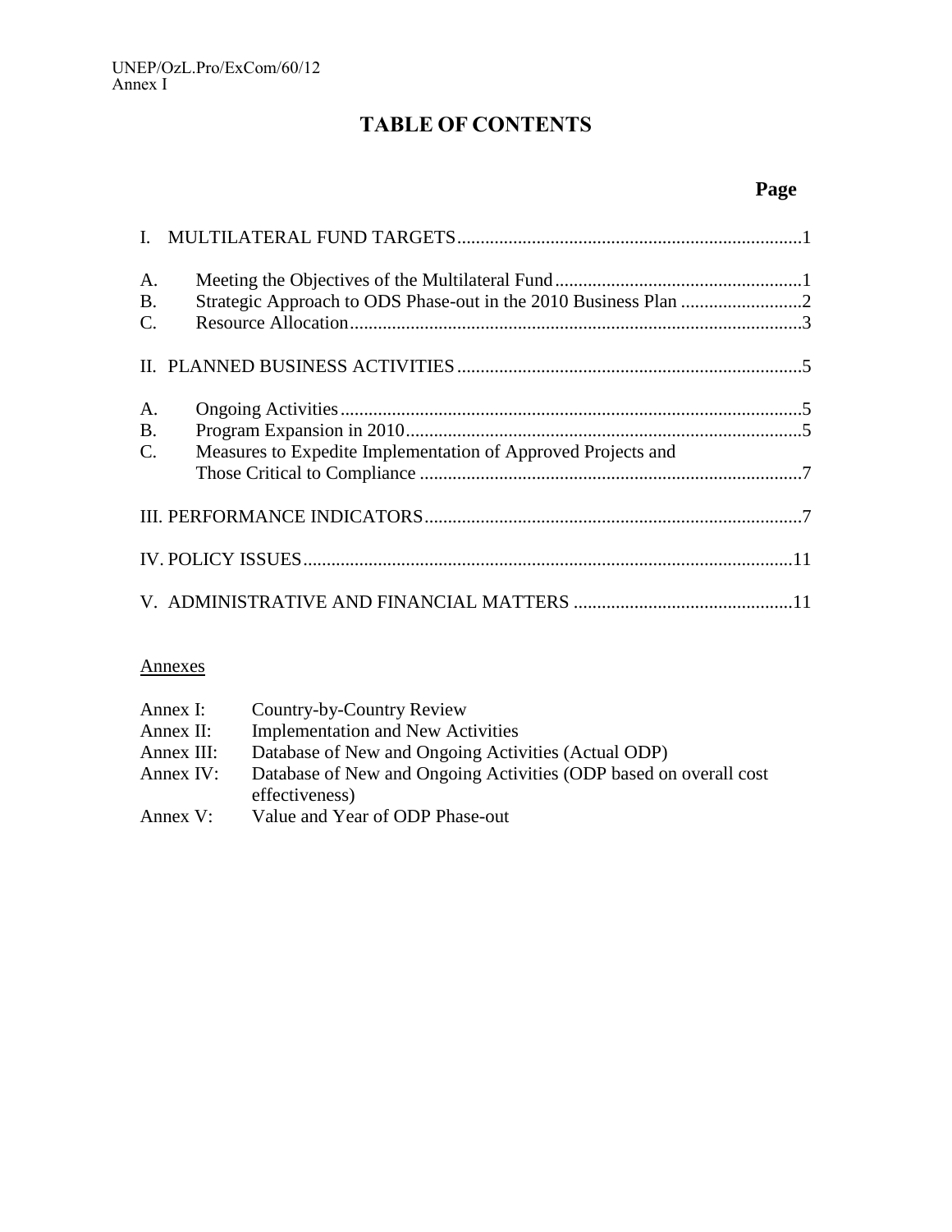# TABLE OF CONTENTS

| | | Page |
|---|---|---|
| I. | MULTILATERAL FUND TARGETS | 1 |
| A. | Meeting the Objectives of the Multilateral Fund | 1 |
| B. | Strategic Approach to ODS Phase-out in the 2010 Business Plan | 2 |
| C. | Resource Allocation | 3 |
| II. | PLANNED BUSINESS ACTIVITIES | 5 |
| A. | Ongoing Activities | 5 |
| B. | Program Expansion in 2010 | 5 |
| C. | Measures to Expedite Implementation of Approved Projects and Those Critical to Compliance | 7 |
| III. | PERFORMANCE INDICATORS | 7 |
| IV. | POLICY ISSUES | 11 |
| V. | ADMINISTRATIVE AND FINANCIAL MATTERS | 11 |

Annexes

- Annex I: Country-by-Country Review
- Annex II: Implementation and New Activities
- Annex III: Database of New and Ongoing Activities (Actual ODP)
- Annex IV: Database of New and Ongoing Activities (ODP based on overall cost effectiveness)
- Annex V: Value and Year of ODP Phase-out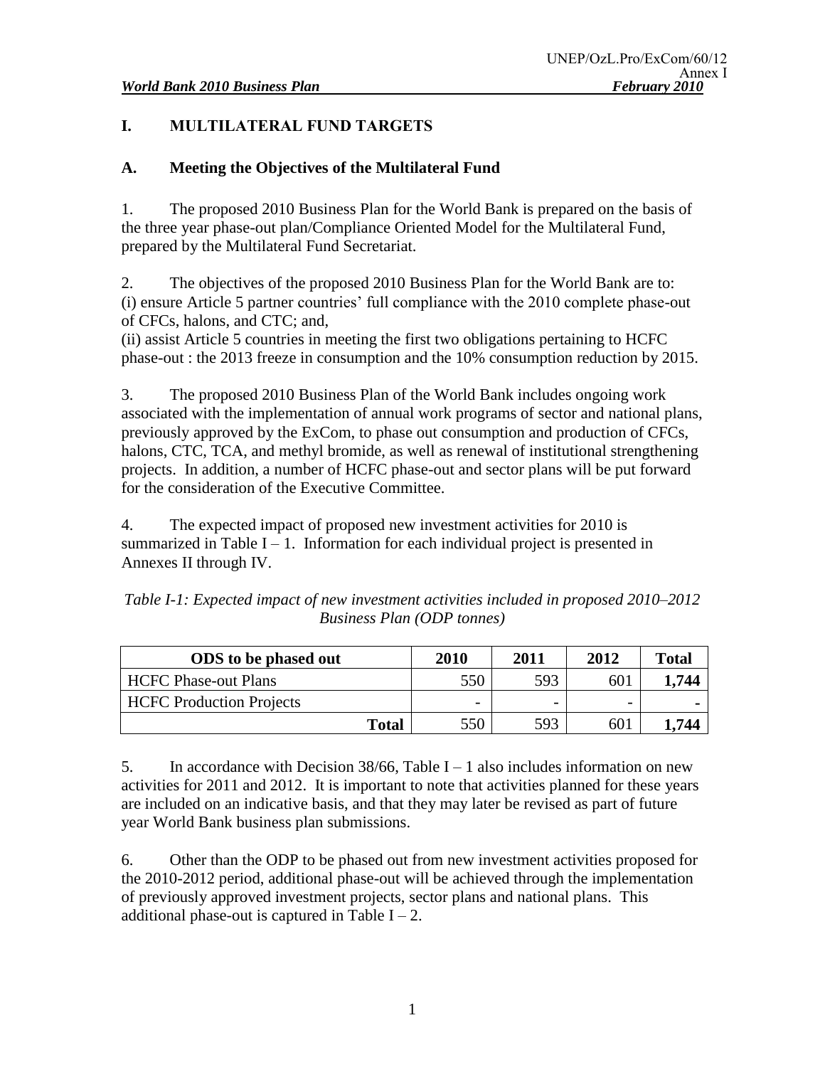# I. MULTILATERAL FUND TARGETS

## A. Meeting the Objectives of the Multilateral Fund

1. The proposed 2010 Business Plan for the World Bank is prepared on the basis of the three year phase-out plan/Compliance Oriented Model for the Multilateral Fund, prepared by the Multilateral Fund Secretariat.

2. The objectives of the proposed 2010 Business Plan for the World Bank are to:
(i) ensure Article 5 partner countries' full compliance with the 2010 complete phase-out of CFCs, halons, and CTC; and,
(ii) assist Article 5 countries in meeting the first two obligations pertaining to HCFC phase-out : the 2013 freeze in consumption and the 10% consumption reduction by 2015.

3. The proposed 2010 Business Plan of the World Bank includes ongoing work associated with the implementation of annual work programs of sector and national plans, previously approved by the ExCom, to phase out consumption and production of CFCs, halons, CTC, TCA, and methyl bromide, as well as renewal of institutional strengthening projects. In addition, a number of HCFC phase-out and sector plans will be put forward for the consideration of the Executive Committee.

4. The expected impact of proposed new investment activities for 2010 is summarized in Table I – 1. Information for each individual project is presented in Annexes II through IV.

*Table I-1: Expected impact of new investment activities included in proposed 2010–2012 Business Plan (ODP tonnes)*

| ODS to be phased out | 2010 | 2011 | 2012 | Total |
|---|---|---|---|---|
| HCFC Phase-out Plans | 550 | 593 | 601 | **1,744** |
| HCFC Production Projects | - | - | - | **-** |
| **Total** | 550 | 593 | 601 | **1,744** |

5. In accordance with Decision 38/66, Table I – 1 also includes information on new activities for 2011 and 2012. It is important to note that activities planned for these years are included on an indicative basis, and that they may later be revised as part of future year World Bank business plan submissions.

6. Other than the ODP to be phased out from new investment activities proposed for the 2010-2012 period, additional phase-out will be achieved through the implementation of previously approved investment projects, sector plans and national plans. This additional phase-out is captured in Table I – 2.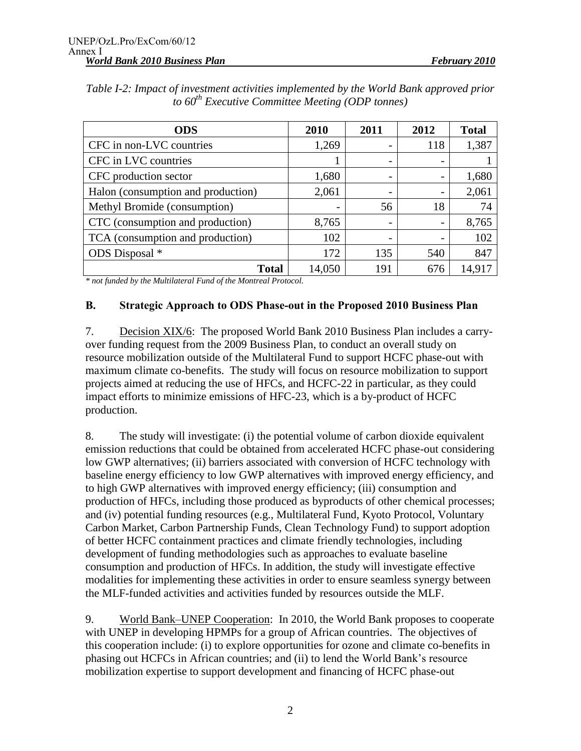*Table I-2: Impact of investment activities implemented by the World Bank approved prior to 60th Executive Committee Meeting (ODP tonnes)*

| ODS | 2010 | 2011 | 2012 | Total |
|---|---|---|---|---|
| CFC in non-LVC countries | 1,269 | - | 118 | 1,387 |
| CFC in LVC countries | 1 | - | - | 1 |
| CFC production sector | 1,680 | - | - | 1,680 |
| Halon (consumption and production) | 2,061 | - | - | 2,061 |
| Methyl Bromide (consumption) | - | 56 | 18 | 74 |
| CTC (consumption and production) | 8,765 | - | - | 8,765 |
| TCA (consumption and production) | 102 | - | - | 102 |
| ODS Disposal * | 172 | 135 | 540 | 847 |
| **Total** | 14,050 | 191 | 676 | 14,917 |

*\* not funded by the Multilateral Fund of the Montreal Protocol.*

### B. Strategic Approach to ODS Phase-out in the Proposed 2010 Business Plan

7. Decision XIX/6: The proposed World Bank 2010 Business Plan includes a carry-over funding request from the 2009 Business Plan, to conduct an overall study on resource mobilization outside of the Multilateral Fund to support HCFC phase-out with maximum climate co-benefits. The study will focus on resource mobilization to support projects aimed at reducing the use of HFCs, and HCFC-22 in particular, as they could impact efforts to minimize emissions of HFC-23, which is a by-product of HCFC production.

8. The study will investigate: (i) the potential volume of carbon dioxide equivalent emission reductions that could be obtained from accelerated HCFC phase-out considering low GWP alternatives; (ii) barriers associated with conversion of HCFC technology with baseline energy efficiency to low GWP alternatives with improved energy efficiency, and to high GWP alternatives with improved energy efficiency; (iii) consumption and production of HFCs, including those produced as byproducts of other chemical processes; and (iv) potential funding resources (e.g., Multilateral Fund, Kyoto Protocol, Voluntary Carbon Market, Carbon Partnership Funds, Clean Technology Fund) to support adoption of better HCFC containment practices and climate friendly technologies, including development of funding methodologies such as approaches to evaluate baseline consumption and production of HFCs. In addition, the study will investigate effective modalities for implementing these activities in order to ensure seamless synergy between the MLF-funded activities and activities funded by resources outside the MLF.

9. World Bank–UNEP Cooperation: In 2010, the World Bank proposes to cooperate with UNEP in developing HPMPs for a group of African countries. The objectives of this cooperation include: (i) to explore opportunities for ozone and climate co-benefits in phasing out HCFCs in African countries; and (ii) to lend the World Bank's resource mobilization expertise to support development and financing of HCFC phase-out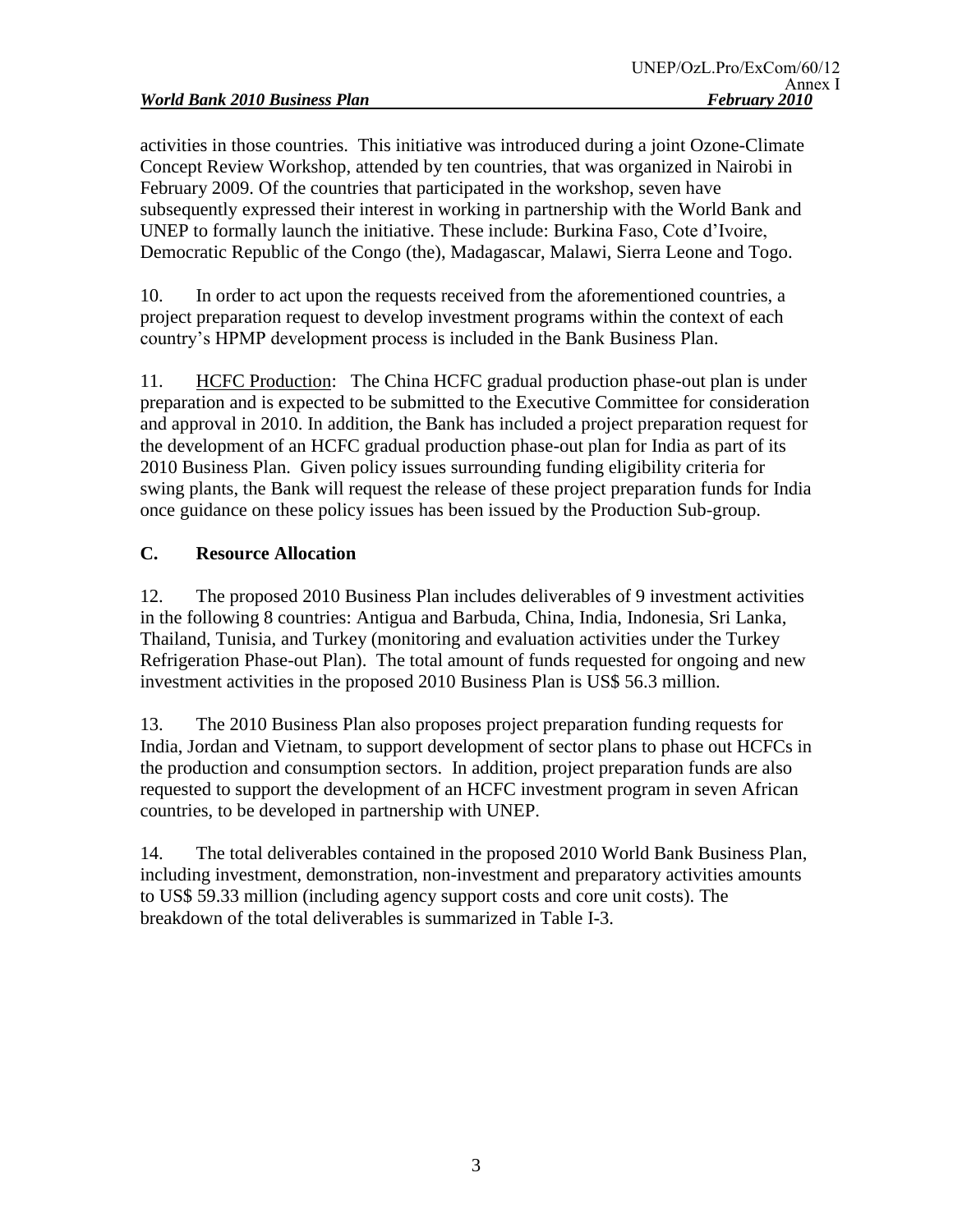activities in those countries. This initiative was introduced during a joint Ozone-Climate Concept Review Workshop, attended by ten countries, that was organized in Nairobi in February 2009. Of the countries that participated in the workshop, seven have subsequently expressed their interest in working in partnership with the World Bank and UNEP to formally launch the initiative. These include: Burkina Faso, Cote d'Ivoire, Democratic Republic of the Congo (the), Madagascar, Malawi, Sierra Leone and Togo.

10. In order to act upon the requests received from the aforementioned countries, a project preparation request to develop investment programs within the context of each country's HPMP development process is included in the Bank Business Plan.

11. HCFC Production: The China HCFC gradual production phase-out plan is under preparation and is expected to be submitted to the Executive Committee for consideration and approval in 2010. In addition, the Bank has included a project preparation request for the development of an HCFC gradual production phase-out plan for India as part of its 2010 Business Plan. Given policy issues surrounding funding eligibility criteria for swing plants, the Bank will request the release of these project preparation funds for India once guidance on these policy issues has been issued by the Production Sub-group.

## C. Resource Allocation

12. The proposed 2010 Business Plan includes deliverables of 9 investment activities in the following 8 countries: Antigua and Barbuda, China, India, Indonesia, Sri Lanka, Thailand, Tunisia, and Turkey (monitoring and evaluation activities under the Turkey Refrigeration Phase-out Plan). The total amount of funds requested for ongoing and new investment activities in the proposed 2010 Business Plan is US$ 56.3 million.

13. The 2010 Business Plan also proposes project preparation funding requests for India, Jordan and Vietnam, to support development of sector plans to phase out HCFCs in the production and consumption sectors. In addition, project preparation funds are also requested to support the development of an HCFC investment program in seven African countries, to be developed in partnership with UNEP.

14. The total deliverables contained in the proposed 2010 World Bank Business Plan, including investment, demonstration, non-investment and preparatory activities amounts to US$ 59.33 million (including agency support costs and core unit costs). The breakdown of the total deliverables is summarized in Table I-3.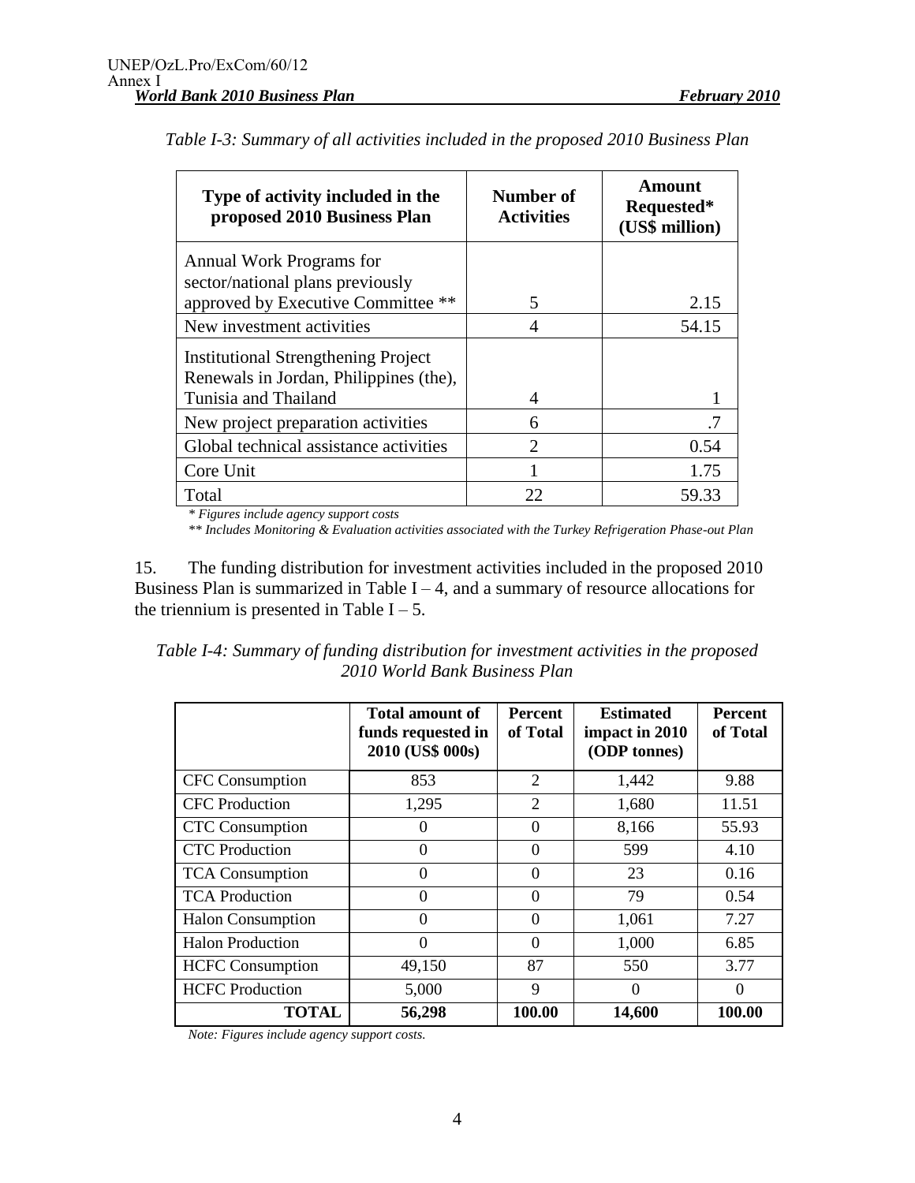*Table I-3: Summary of all activities included in the proposed 2010 Business Plan*

| Type of activity included in the proposed 2010 Business Plan | Number of Activities | Amount Requested* (US$ million) |
|---|---|---|
| Annual Work Programs for sector/national plans previously approved by Executive Committee ** | 5 | 2.15 |
| New investment activities | 4 | 54.15 |
| Institutional Strengthening Project Renewals in Jordan, Philippines (the), Tunisia and Thailand | 4 | 1 |
| New project preparation activities | 6 | .7 |
| Global technical assistance activities | 2 | 0.54 |
| Core Unit | 1 | 1.75 |
| Total | 22 | 59.33 |

*\* Figures include agency support costs*

*\*\* Includes Monitoring & Evaluation activities associated with the Turkey Refrigeration Phase-out Plan*

15. The funding distribution for investment activities included in the proposed 2010 Business Plan is summarized in Table I – 4, and a summary of resource allocations for the triennium is presented in Table I – 5.

*Table I-4: Summary of funding distribution for investment activities in the proposed 2010 World Bank Business Plan*

| | Total amount of funds requested in 2010 (US$ 000s) | Percent of Total | Estimated impact in 2010 (ODP tonnes) | Percent of Total |
|---|---|---|---|---|
| CFC Consumption | 853 | 2 | 1,442 | 9.88 |
| CFC Production | 1,295 | 2 | 1,680 | 11.51 |
| CTC Consumption | 0 | 0 | 8,166 | 55.93 |
| CTC Production | 0 | 0 | 599 | 4.10 |
| TCA Consumption | 0 | 0 | 23 | 0.16 |
| TCA Production | 0 | 0 | 79 | 0.54 |
| Halon Consumption | 0 | 0 | 1,061 | 7.27 |
| Halon Production | 0 | 0 | 1,000 | 6.85 |
| HCFC Consumption | 49,150 | 87 | 550 | 3.77 |
| HCFC Production | 5,000 | 9 | 0 | 0 |
| **TOTAL** | **56,298** | **100.00** | **14,600** | **100.00** |

*Note: Figures include agency support costs.*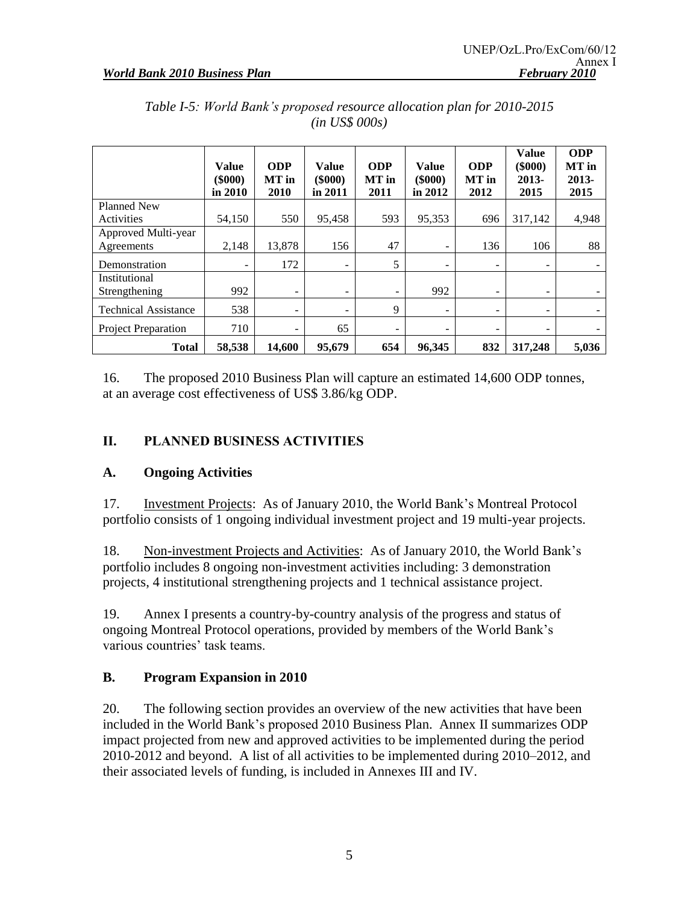*Table I-5: World Bank's proposed resource allocation plan for 2010-2015 (in US$ 000s)*

| | Value ($000) in 2010 | ODP MT in 2010 | Value ($000) in 2011 | ODP MT in 2011 | Value ($000) in 2012 | ODP MT in 2012 | Value ($000) 2013-2015 | ODP MT in 2013-2015 |
|---|---|---|---|---|---|---|---|---|
| Planned New Activities | 54,150 | 550 | 95,458 | 593 | 95,353 | 696 | 317,142 | 4,948 |
| Approved Multi-year Agreements | 2,148 | 13,878 | 156 | 47 | - | 136 | 106 | 88 |
| Demonstration | - | 172 | - | 5 | - | - | - | - |
| Institutional Strengthening | 992 | - | - | - | 992 | - | - | - |
| Technical Assistance | 538 | - | - | 9 | - | - | - | - |
| Project Preparation | 710 | - | 65 | - | - | - | - | - |
| **Total** | **58,538** | **14,600** | **95,679** | **654** | **96,345** | **832** | **317,248** | **5,036** |

16. The proposed 2010 Business Plan will capture an estimated 14,600 ODP tonnes, at an average cost effectiveness of US$ 3.86/kg ODP.

## II. PLANNED BUSINESS ACTIVITIES

### A. Ongoing Activities

17. Investment Projects: As of January 2010, the World Bank's Montreal Protocol portfolio consists of 1 ongoing individual investment project and 19 multi-year projects.

18. Non-investment Projects and Activities: As of January 2010, the World Bank's portfolio includes 8 ongoing non-investment activities including: 3 demonstration projects, 4 institutional strengthening projects and 1 technical assistance project.

19. Annex I presents a country-by-country analysis of the progress and status of ongoing Montreal Protocol operations, provided by members of the World Bank's various countries' task teams.

### B. Program Expansion in 2010

20. The following section provides an overview of the new activities that have been included in the World Bank's proposed 2010 Business Plan. Annex II summarizes ODP impact projected from new and approved activities to be implemented during the period 2010-2012 and beyond. A list of all activities to be implemented during 2010–2012, and their associated levels of funding, is included in Annexes III and IV.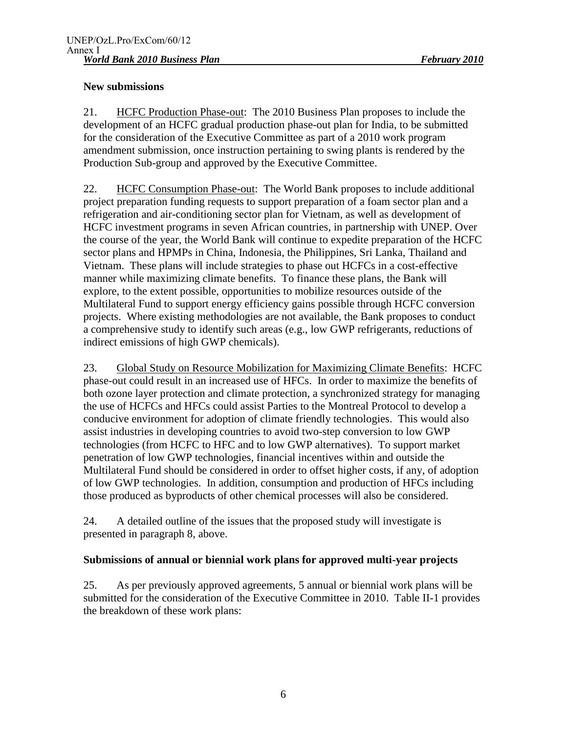**New submissions**

21. HCFC Production Phase-out: The 2010 Business Plan proposes to include the development of an HCFC gradual production phase-out plan for India, to be submitted for the consideration of the Executive Committee as part of a 2010 work program amendment submission, once instruction pertaining to swing plants is rendered by the Production Sub-group and approved by the Executive Committee.

22. HCFC Consumption Phase-out: The World Bank proposes to include additional project preparation funding requests to support preparation of a foam sector plan and a refrigeration and air-conditioning sector plan for Vietnam, as well as development of HCFC investment programs in seven African countries, in partnership with UNEP. Over the course of the year, the World Bank will continue to expedite preparation of the HCFC sector plans and HPMPs in China, Indonesia, the Philippines, Sri Lanka, Thailand and Vietnam. These plans will include strategies to phase out HCFCs in a cost-effective manner while maximizing climate benefits. To finance these plans, the Bank will explore, to the extent possible, opportunities to mobilize resources outside of the Multilateral Fund to support energy efficiency gains possible through HCFC conversion projects. Where existing methodologies are not available, the Bank proposes to conduct a comprehensive study to identify such areas (e.g., low GWP refrigerants, reductions of indirect emissions of high GWP chemicals).

23. Global Study on Resource Mobilization for Maximizing Climate Benefits: HCFC phase-out could result in an increased use of HFCs. In order to maximize the benefits of both ozone layer protection and climate protection, a synchronized strategy for managing the use of HCFCs and HFCs could assist Parties to the Montreal Protocol to develop a conducive environment for adoption of climate friendly technologies. This would also assist industries in developing countries to avoid two-step conversion to low GWP technologies (from HCFC to HFC and to low GWP alternatives). To support market penetration of low GWP technologies, financial incentives within and outside the Multilateral Fund should be considered in order to offset higher costs, if any, of adoption of low GWP technologies. In addition, consumption and production of HFCs including those produced as byproducts of other chemical processes will also be considered.

24. A detailed outline of the issues that the proposed study will investigate is presented in paragraph 8, above.

**Submissions of annual or biennial work plans for approved multi-year projects**

25. As per previously approved agreements, 5 annual or biennial work plans will be submitted for the consideration of the Executive Committee in 2010. Table II-1 provides the breakdown of these work plans: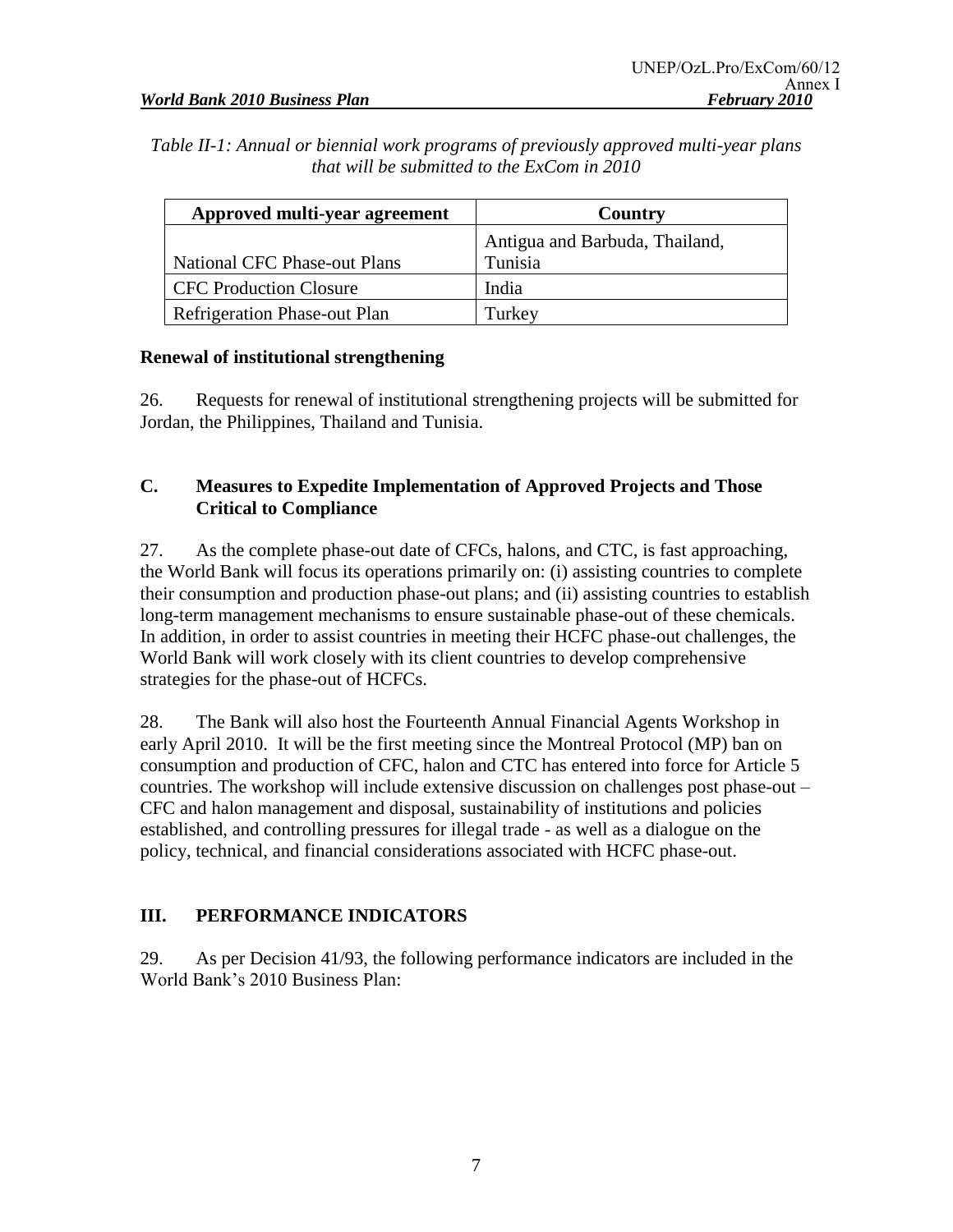*Table II-1: Annual or biennial work programs of previously approved multi-year plans that will be submitted to the ExCom in 2010*

| Approved multi-year agreement | Country |
|---|---|
| National CFC Phase-out Plans | Antigua and Barbuda, Thailand, Tunisia |
| CFC Production Closure | India |
| Refrigeration Phase-out Plan | Turkey |

**Renewal of institutional strengthening**

26. Requests for renewal of institutional strengthening projects will be submitted for Jordan, the Philippines, Thailand and Tunisia.

### C. Measures to Expedite Implementation of Approved Projects and Those Critical to Compliance

27. As the complete phase-out date of CFCs, halons, and CTC, is fast approaching, the World Bank will focus its operations primarily on: (i) assisting countries to complete their consumption and production phase-out plans; and (ii) assisting countries to establish long-term management mechanisms to ensure sustainable phase-out of these chemicals. In addition, in order to assist countries in meeting their HCFC phase-out challenges, the World Bank will work closely with its client countries to develop comprehensive strategies for the phase-out of HCFCs.

28. The Bank will also host the Fourteenth Annual Financial Agents Workshop in early April 2010. It will be the first meeting since the Montreal Protocol (MP) ban on consumption and production of CFC, halon and CTC has entered into force for Article 5 countries. The workshop will include extensive discussion on challenges post phase-out – CFC and halon management and disposal, sustainability of institutions and policies established, and controlling pressures for illegal trade - as well as a dialogue on the policy, technical, and financial considerations associated with HCFC phase-out.

## III. PERFORMANCE INDICATORS

29. As per Decision 41/93, the following performance indicators are included in the World Bank's 2010 Business Plan: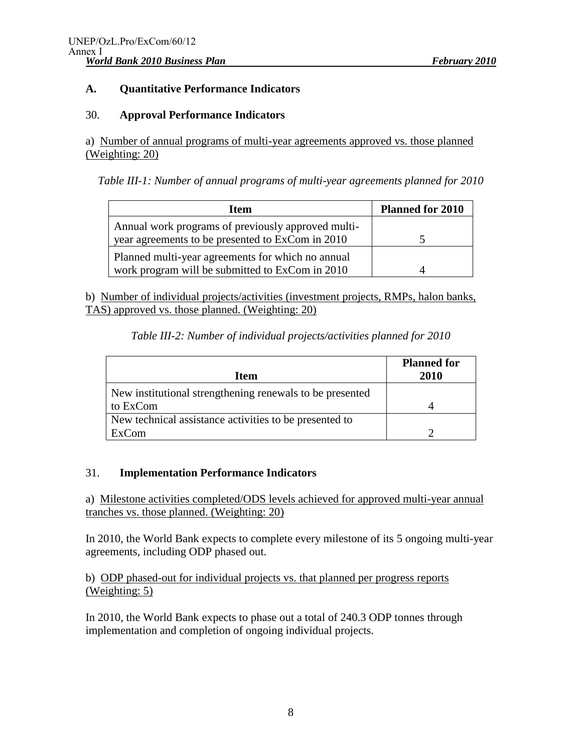### A. Quantitative Performance Indicators

#### 30. Approval Performance Indicators

a) Number of annual programs of multi-year agreements approved vs. those planned (Weighting: 20)

*Table III-1: Number of annual programs of multi-year agreements planned for 2010*

| Item | Planned for 2010 |
|---|---|
| Annual work programs of previously approved multi-year agreements to be presented to ExCom in 2010 | 5 |
| Planned multi-year agreements for which no annual work program will be submitted to ExCom in 2010 | 4 |

b) Number of individual projects/activities (investment projects, RMPs, halon banks, TAS) approved vs. those planned. (Weighting: 20)

*Table III-2: Number of individual projects/activities planned for 2010*

| Item | Planned for 2010 |
|---|---|
| New institutional strengthening renewals to be presented to ExCom | 4 |
| New technical assistance activities to be presented to ExCom | 2 |

#### 31. Implementation Performance Indicators

a) Milestone activities completed/ODS levels achieved for approved multi-year annual tranches vs. those planned. (Weighting: 20)

In 2010, the World Bank expects to complete every milestone of its 5 ongoing multi-year agreements, including ODP phased out.

b) ODP phased-out for individual projects vs. that planned per progress reports (Weighting: 5)

In 2010, the World Bank expects to phase out a total of 240.3 ODP tonnes through implementation and completion of ongoing individual projects.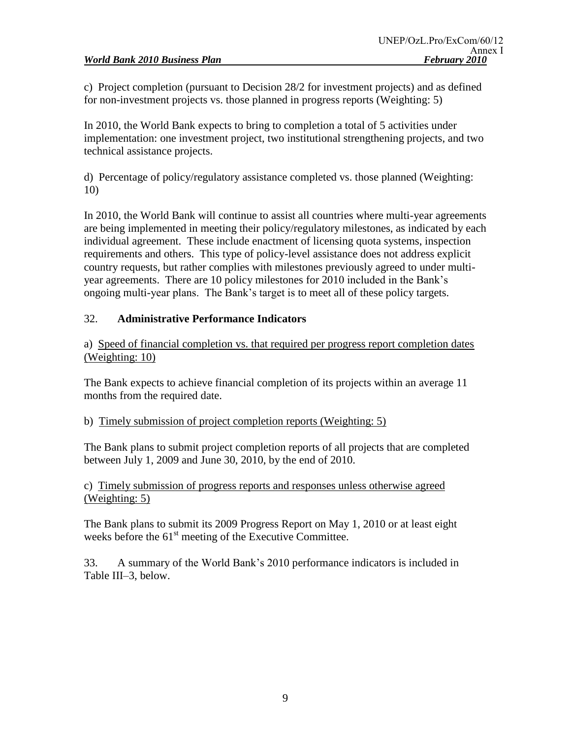c) Project completion (pursuant to Decision 28/2 for investment projects) and as defined for non-investment projects vs. those planned in progress reports (Weighting: 5)

In 2010, the World Bank expects to bring to completion a total of 5 activities under implementation: one investment project, two institutional strengthening projects, and two technical assistance projects.

d) Percentage of policy/regulatory assistance completed vs. those planned (Weighting: 10)

In 2010, the World Bank will continue to assist all countries where multi-year agreements are being implemented in meeting their policy/regulatory milestones, as indicated by each individual agreement. These include enactment of licensing quota systems, inspection requirements and others. This type of policy-level assistance does not address explicit country requests, but rather complies with milestones previously agreed to under multi-year agreements. There are 10 policy milestones for 2010 included in the Bank's ongoing multi-year plans. The Bank's target is to meet all of these policy targets.

32. **Administrative Performance Indicators**

a) Speed of financial completion vs. that required per progress report completion dates (Weighting: 10)

The Bank expects to achieve financial completion of its projects within an average 11 months from the required date.

b) Timely submission of project completion reports (Weighting: 5)

The Bank plans to submit project completion reports of all projects that are completed between July 1, 2009 and June 30, 2010, by the end of 2010.

c) Timely submission of progress reports and responses unless otherwise agreed (Weighting: 5)

The Bank plans to submit its 2009 Progress Report on May 1, 2010 or at least eight weeks before the 61st meeting of the Executive Committee.

33. A summary of the World Bank's 2010 performance indicators is included in Table III–3, below.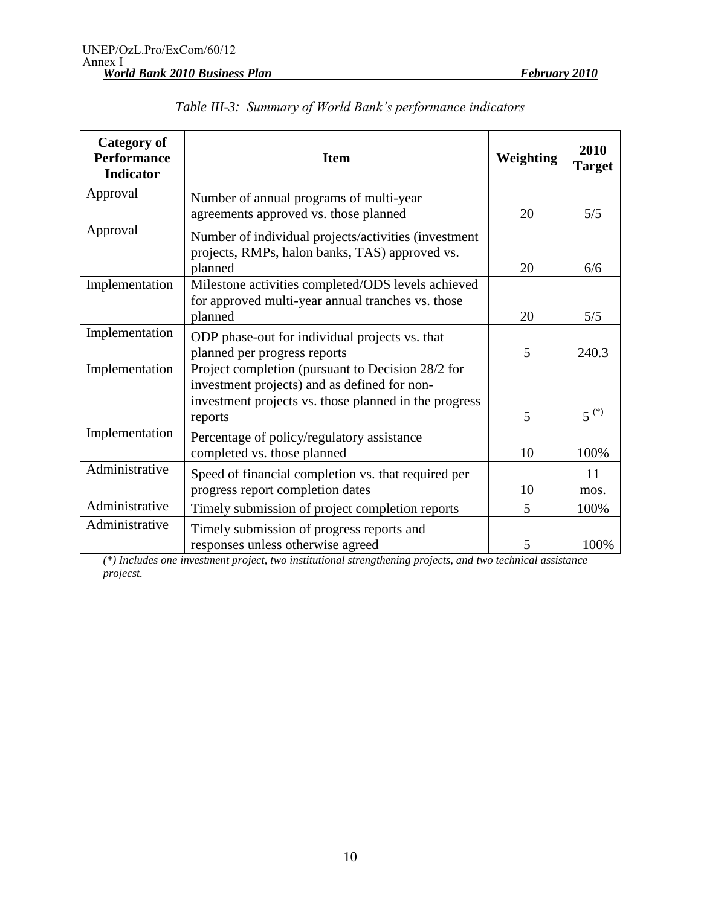*Table III-3: Summary of World Bank's performance indicators*

| Category of Performance Indicator | Item | Weighting | 2010 Target |
|---|---|---|---|
| Approval | Number of annual programs of multi-year agreements approved vs. those planned | 20 | 5/5 |
| Approval | Number of individual projects/activities (investment projects, RMPs, halon banks, TAS) approved vs. planned | 20 | 6/6 |
| Implementation | Milestone activities completed/ODS levels achieved for approved multi-year annual tranches vs. those planned | 20 | 5/5 |
| Implementation | ODP phase-out for individual projects vs. that planned per progress reports | 5 | 240.3 |
| Implementation | Project completion (pursuant to Decision 28/2 for investment projects) and as defined for non-investment projects vs. those planned in the progress reports | 5 | 5 (*) |
| Implementation | Percentage of policy/regulatory assistance completed vs. those planned | 10 | 100% |
| Administrative | Speed of financial completion vs. that required per progress report completion dates | 10 | 11 mos. |
| Administrative | Timely submission of project completion reports | 5 | 100% |
| Administrative | Timely submission of progress reports and responses unless otherwise agreed | 5 | 100% |

*(\*) Includes one investment project, two institutional strengthening projects, and two technical assistance projecst.*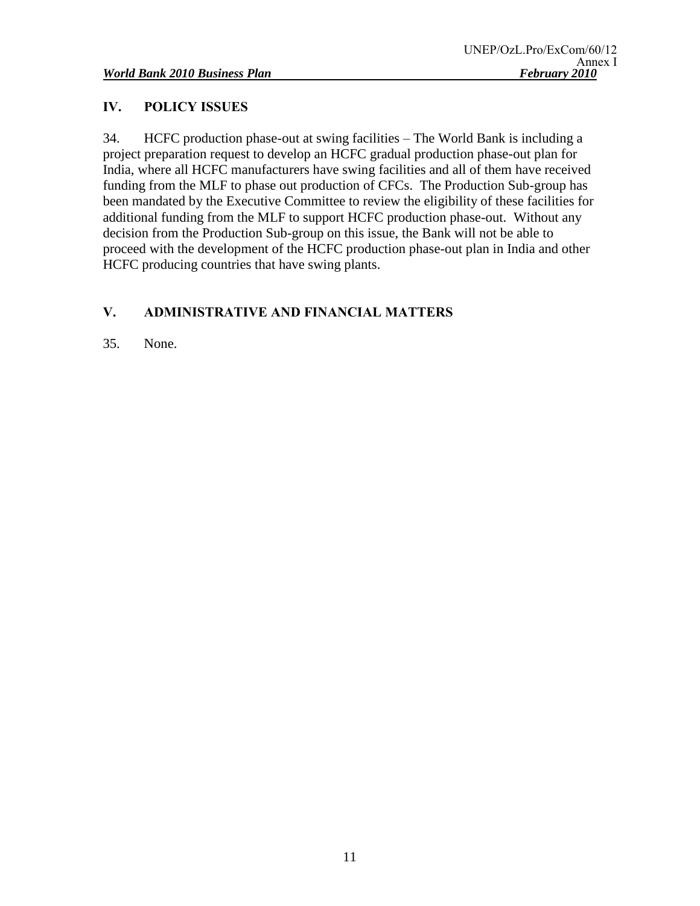## IV. POLICY ISSUES

34. HCFC production phase-out at swing facilities – The World Bank is including a project preparation request to develop an HCFC gradual production phase-out plan for India, where all HCFC manufacturers have swing facilities and all of them have received funding from the MLF to phase out production of CFCs. The Production Sub-group has been mandated by the Executive Committee to review the eligibility of these facilities for additional funding from the MLF to support HCFC production phase-out. Without any decision from the Production Sub-group on this issue, the Bank will not be able to proceed with the development of the HCFC production phase-out plan in India and other HCFC producing countries that have swing plants.

## V. ADMINISTRATIVE AND FINANCIAL MATTERS

35. None.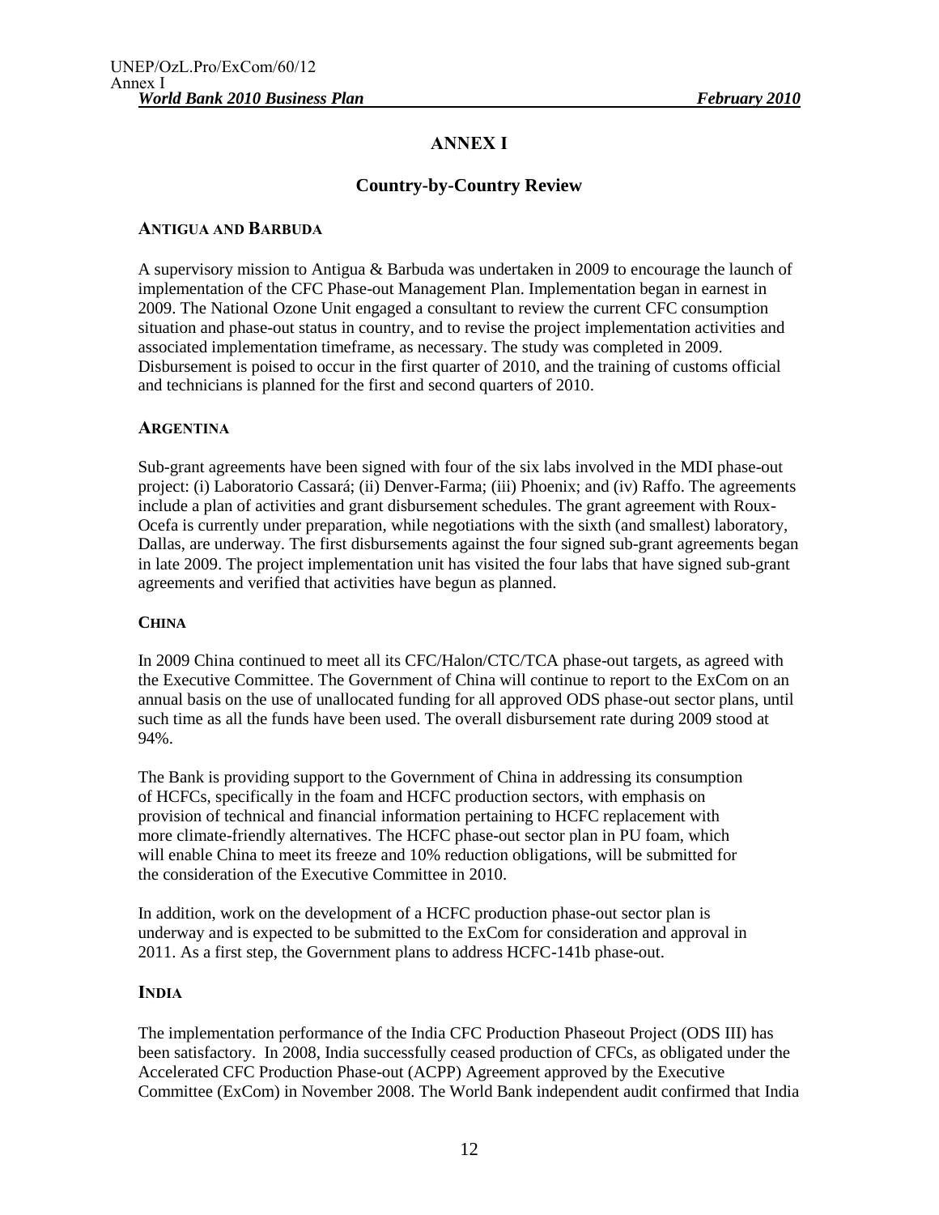# ANNEX I

## Country-by-Country Review

### ANTIGUA AND BARBUDA

A supervisory mission to Antigua & Barbuda was undertaken in 2009 to encourage the launch of implementation of the CFC Phase-out Management Plan. Implementation began in earnest in 2009. The National Ozone Unit engaged a consultant to review the current CFC consumption situation and phase-out status in country, and to revise the project implementation activities and associated implementation timeframe, as necessary. The study was completed in 2009. Disbursement is poised to occur in the first quarter of 2010, and the training of customs official and technicians is planned for the first and second quarters of 2010.

### ARGENTINA

Sub-grant agreements have been signed with four of the six labs involved in the MDI phase-out project: (i) Laboratorio Cassará; (ii) Denver-Farma; (iii) Phoenix; and (iv) Raffo. The agreements include a plan of activities and grant disbursement schedules. The grant agreement with Roux-Ocefa is currently under preparation, while negotiations with the sixth (and smallest) laboratory, Dallas, are underway. The first disbursements against the four signed sub-grant agreements began in late 2009. The project implementation unit has visited the four labs that have signed sub-grant agreements and verified that activities have begun as planned.

### CHINA

In 2009 China continued to meet all its CFC/Halon/CTC/TCA phase-out targets, as agreed with the Executive Committee. The Government of China will continue to report to the ExCom on an annual basis on the use of unallocated funding for all approved ODS phase-out sector plans, until such time as all the funds have been used. The overall disbursement rate during 2009 stood at 94%.

The Bank is providing support to the Government of China in addressing its consumption of HCFCs, specifically in the foam and HCFC production sectors, with emphasis on provision of technical and financial information pertaining to HCFC replacement with more climate-friendly alternatives. The HCFC phase-out sector plan in PU foam, which will enable China to meet its freeze and 10% reduction obligations, will be submitted for the consideration of the Executive Committee in 2010.

In addition, work on the development of a HCFC production phase-out sector plan is underway and is expected to be submitted to the ExCom for consideration and approval in 2011. As a first step, the Government plans to address HCFC-141b phase-out.

### INDIA

The implementation performance of the India CFC Production Phaseout Project (ODS III) has been satisfactory. In 2008, India successfully ceased production of CFCs, as obligated under the Accelerated CFC Production Phase-out (ACPP) Agreement approved by the Executive Committee (ExCom) in November 2008. The World Bank independent audit confirmed that India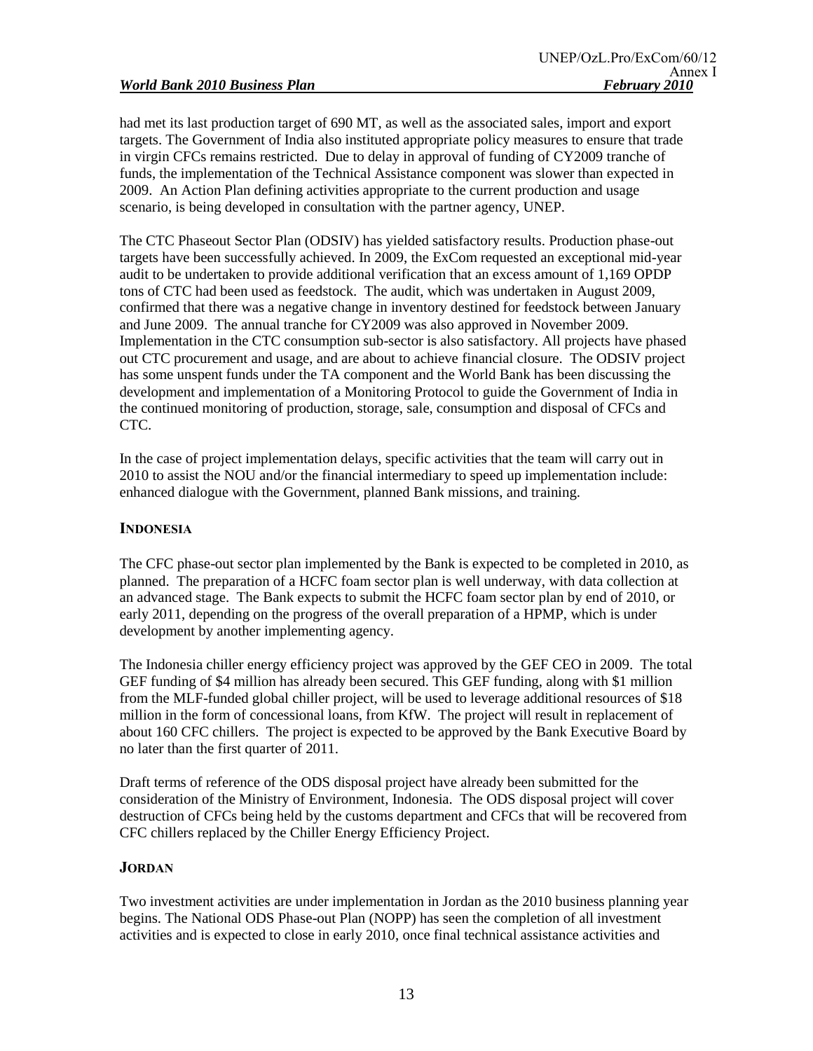had met its last production target of 690 MT, as well as the associated sales, import and export targets. The Government of India also instituted appropriate policy measures to ensure that trade in virgin CFCs remains restricted. Due to delay in approval of funding of CY2009 tranche of funds, the implementation of the Technical Assistance component was slower than expected in 2009. An Action Plan defining activities appropriate to the current production and usage scenario, is being developed in consultation with the partner agency, UNEP.

The CTC Phaseout Sector Plan (ODSIV) has yielded satisfactory results. Production phase-out targets have been successfully achieved. In 2009, the ExCom requested an exceptional mid-year audit to be undertaken to provide additional verification that an excess amount of 1,169 OPDP tons of CTC had been used as feedstock. The audit, which was undertaken in August 2009, confirmed that there was a negative change in inventory destined for feedstock between January and June 2009. The annual tranche for CY2009 was also approved in November 2009. Implementation in the CTC consumption sub-sector is also satisfactory. All projects have phased out CTC procurement and usage, and are about to achieve financial closure. The ODSIV project has some unspent funds under the TA component and the World Bank has been discussing the development and implementation of a Monitoring Protocol to guide the Government of India in the continued monitoring of production, storage, sale, consumption and disposal of CFCs and CTC.

In the case of project implementation delays, specific activities that the team will carry out in 2010 to assist the NOU and/or the financial intermediary to speed up implementation include: enhanced dialogue with the Government, planned Bank missions, and training.

### INDONESIA

The CFC phase-out sector plan implemented by the Bank is expected to be completed in 2010, as planned. The preparation of a HCFC foam sector plan is well underway, with data collection at an advanced stage. The Bank expects to submit the HCFC foam sector plan by end of 2010, or early 2011, depending on the progress of the overall preparation of a HPMP, which is under development by another implementing agency.

The Indonesia chiller energy efficiency project was approved by the GEF CEO in 2009. The total GEF funding of $4 million has already been secured. This GEF funding, along with $1 million from the MLF-funded global chiller project, will be used to leverage additional resources of $18 million in the form of concessional loans, from KfW. The project will result in replacement of about 160 CFC chillers. The project is expected to be approved by the Bank Executive Board by no later than the first quarter of 2011.

Draft terms of reference of the ODS disposal project have already been submitted for the consideration of the Ministry of Environment, Indonesia. The ODS disposal project will cover destruction of CFCs being held by the customs department and CFCs that will be recovered from CFC chillers replaced by the Chiller Energy Efficiency Project.

### JORDAN

Two investment activities are under implementation in Jordan as the 2010 business planning year begins. The National ODS Phase-out Plan (NOPP) has seen the completion of all investment activities and is expected to close in early 2010, once final technical assistance activities and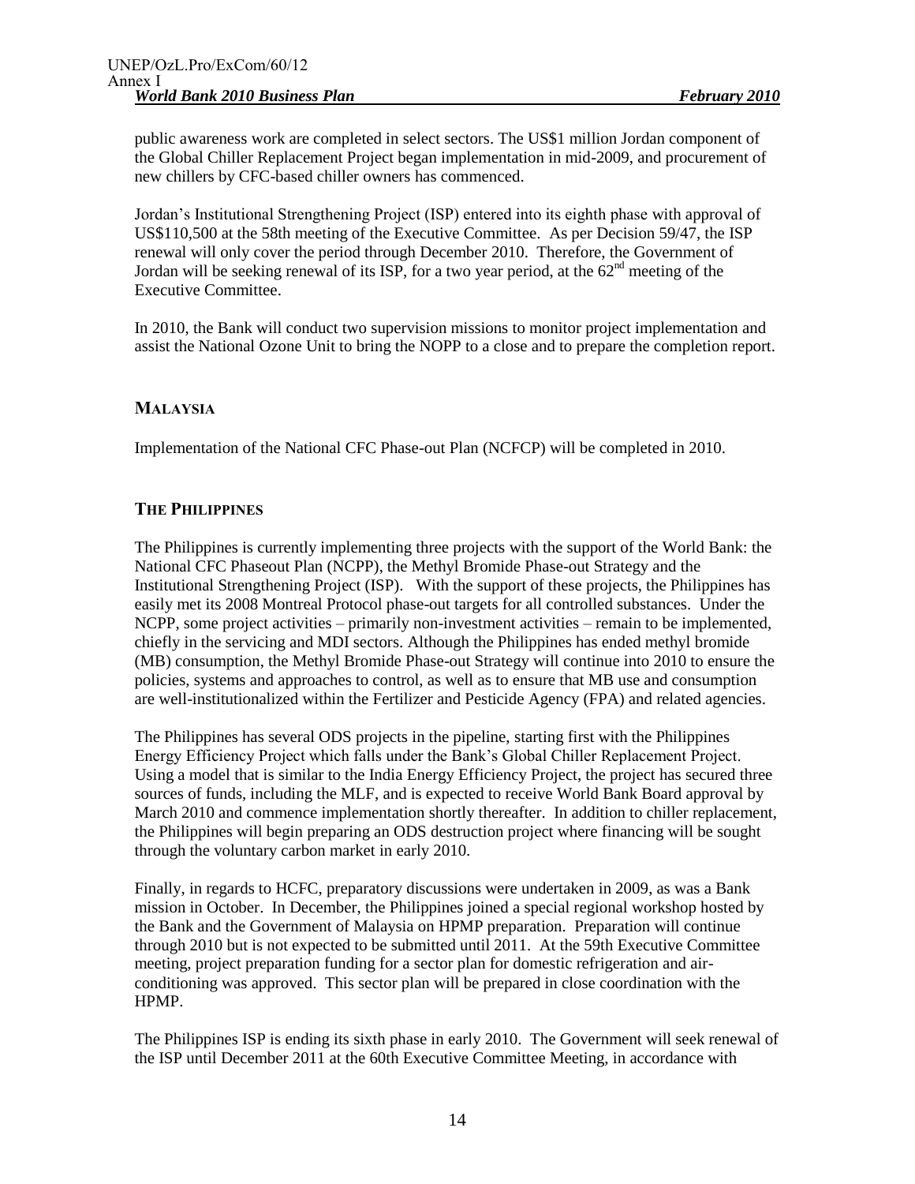public awareness work are completed in select sectors. The US$1 million Jordan component of the Global Chiller Replacement Project began implementation in mid-2009, and procurement of new chillers by CFC-based chiller owners has commenced.

Jordan's Institutional Strengthening Project (ISP) entered into its eighth phase with approval of US$110,500 at the 58th meeting of the Executive Committee. As per Decision 59/47, the ISP renewal will only cover the period through December 2010. Therefore, the Government of Jordan will be seeking renewal of its ISP, for a two year period, at the 62nd meeting of the Executive Committee.

In 2010, the Bank will conduct two supervision missions to monitor project implementation and assist the National Ozone Unit to bring the NOPP to a close and to prepare the completion report.

### MALAYSIA

Implementation of the National CFC Phase-out Plan (NCFCP) will be completed in 2010.

### THE PHILIPPINES

The Philippines is currently implementing three projects with the support of the World Bank: the National CFC Phaseout Plan (NCPP), the Methyl Bromide Phase-out Strategy and the Institutional Strengthening Project (ISP). With the support of these projects, the Philippines has easily met its 2008 Montreal Protocol phase-out targets for all controlled substances. Under the NCPP, some project activities – primarily non-investment activities – remain to be implemented, chiefly in the servicing and MDI sectors. Although the Philippines has ended methyl bromide (MB) consumption, the Methyl Bromide Phase-out Strategy will continue into 2010 to ensure the policies, systems and approaches to control, as well as to ensure that MB use and consumption are well-institutionalized within the Fertilizer and Pesticide Agency (FPA) and related agencies.

The Philippines has several ODS projects in the pipeline, starting first with the Philippines Energy Efficiency Project which falls under the Bank's Global Chiller Replacement Project. Using a model that is similar to the India Energy Efficiency Project, the project has secured three sources of funds, including the MLF, and is expected to receive World Bank Board approval by March 2010 and commence implementation shortly thereafter. In addition to chiller replacement, the Philippines will begin preparing an ODS destruction project where financing will be sought through the voluntary carbon market in early 2010.

Finally, in regards to HCFC, preparatory discussions were undertaken in 2009, as was a Bank mission in October. In December, the Philippines joined a special regional workshop hosted by the Bank and the Government of Malaysia on HPMP preparation. Preparation will continue through 2010 but is not expected to be submitted until 2011. At the 59th Executive Committee meeting, project preparation funding for a sector plan for domestic refrigeration and air-conditioning was approved. This sector plan will be prepared in close coordination with the HPMP.

The Philippines ISP is ending its sixth phase in early 2010. The Government will seek renewal of the ISP until December 2011 at the 60th Executive Committee Meeting, in accordance with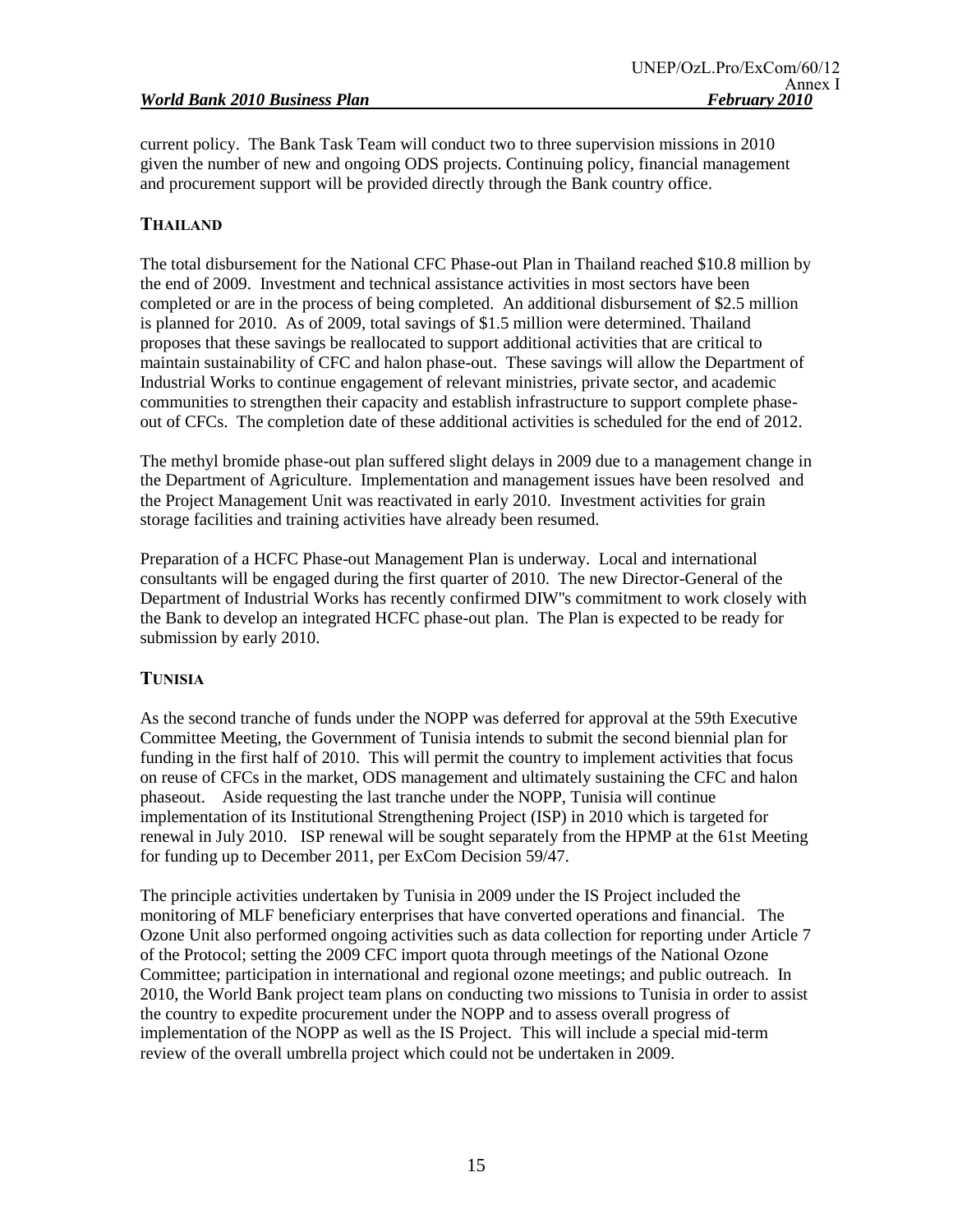current policy. The Bank Task Team will conduct two to three supervision missions in 2010 given the number of new and ongoing ODS projects. Continuing policy, financial management and procurement support will be provided directly through the Bank country office.

## THAILAND

The total disbursement for the National CFC Phase-out Plan in Thailand reached \$10.8 million by the end of 2009. Investment and technical assistance activities in most sectors have been completed or are in the process of being completed. An additional disbursement of \$2.5 million is planned for 2010. As of 2009, total savings of \$1.5 million were determined. Thailand proposes that these savings be reallocated to support additional activities that are critical to maintain sustainability of CFC and halon phase-out. These savings will allow the Department of Industrial Works to continue engagement of relevant ministries, private sector, and academic communities to strengthen their capacity and establish infrastructure to support complete phase-out of CFCs. The completion date of these additional activities is scheduled for the end of 2012.

The methyl bromide phase-out plan suffered slight delays in 2009 due to a management change in the Department of Agriculture. Implementation and management issues have been resolved and the Project Management Unit was reactivated in early 2010. Investment activities for grain storage facilities and training activities have already been resumed.

Preparation of a HCFC Phase-out Management Plan is underway. Local and international consultants will be engaged during the first quarter of 2010. The new Director-General of the Department of Industrial Works has recently confirmed DIW"s commitment to work closely with the Bank to develop an integrated HCFC phase-out plan. The Plan is expected to be ready for submission by early 2010.

## TUNISIA

As the second tranche of funds under the NOPP was deferred for approval at the 59th Executive Committee Meeting, the Government of Tunisia intends to submit the second biennial plan for funding in the first half of 2010. This will permit the country to implement activities that focus on reuse of CFCs in the market, ODS management and ultimately sustaining the CFC and halon phaseout. Aside requesting the last tranche under the NOPP, Tunisia will continue implementation of its Institutional Strengthening Project (ISP) in 2010 which is targeted for renewal in July 2010. ISP renewal will be sought separately from the HPMP at the 61st Meeting for funding up to December 2011, per ExCom Decision 59/47.

The principle activities undertaken by Tunisia in 2009 under the IS Project included the monitoring of MLF beneficiary enterprises that have converted operations and financial. The Ozone Unit also performed ongoing activities such as data collection for reporting under Article 7 of the Protocol; setting the 2009 CFC import quota through meetings of the National Ozone Committee; participation in international and regional ozone meetings; and public outreach. In 2010, the World Bank project team plans on conducting two missions to Tunisia in order to assist the country to expedite procurement under the NOPP and to assess overall progress of implementation of the NOPP as well as the IS Project. This will include a special mid-term review of the overall umbrella project which could not be undertaken in 2009.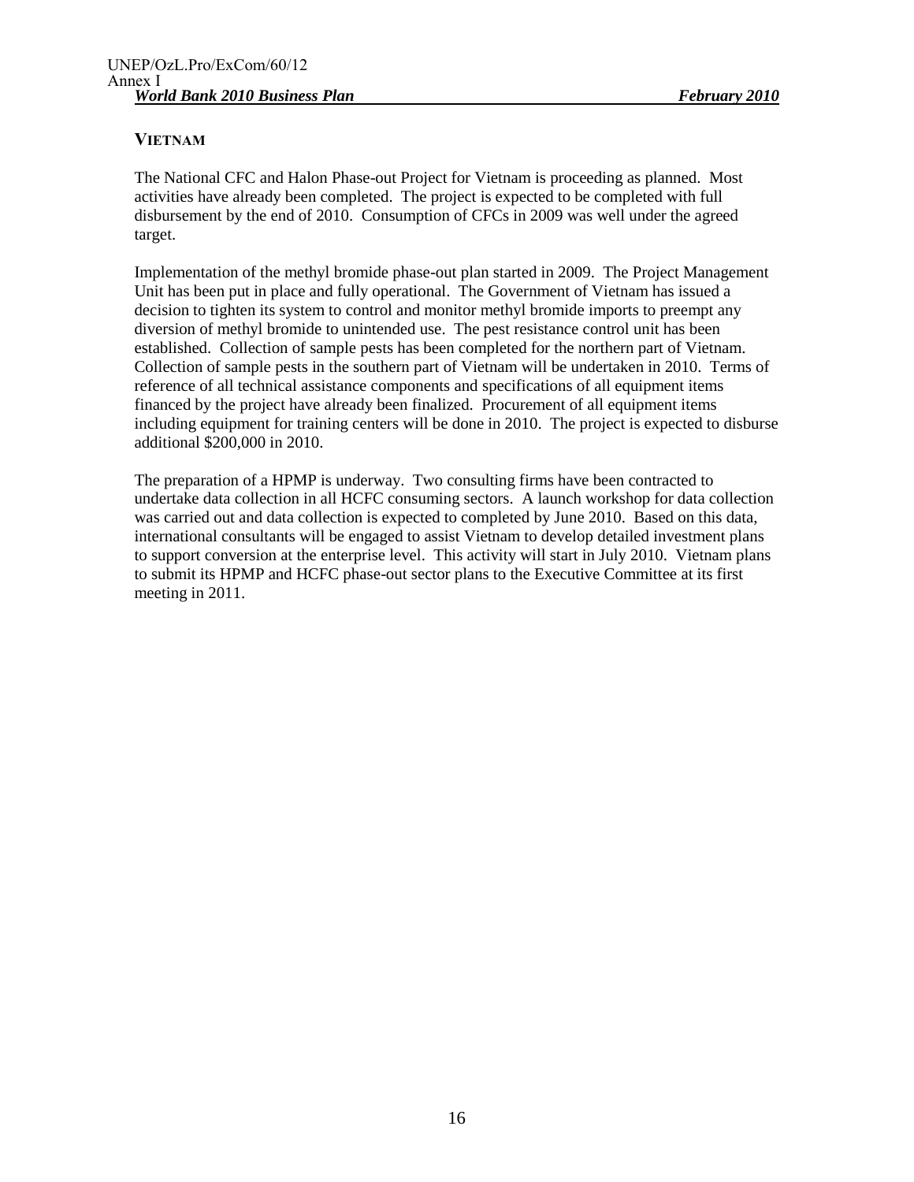## VIETNAM

The National CFC and Halon Phase-out Project for Vietnam is proceeding as planned. Most activities have already been completed. The project is expected to be completed with full disbursement by the end of 2010. Consumption of CFCs in 2009 was well under the agreed target.

Implementation of the methyl bromide phase-out plan started in 2009. The Project Management Unit has been put in place and fully operational. The Government of Vietnam has issued a decision to tighten its system to control and monitor methyl bromide imports to preempt any diversion of methyl bromide to unintended use. The pest resistance control unit has been established. Collection of sample pests has been completed for the northern part of Vietnam. Collection of sample pests in the southern part of Vietnam will be undertaken in 2010. Terms of reference of all technical assistance components and specifications of all equipment items financed by the project have already been finalized. Procurement of all equipment items including equipment for training centers will be done in 2010. The project is expected to disburse additional $200,000 in 2010.

The preparation of a HPMP is underway. Two consulting firms have been contracted to undertake data collection in all HCFC consuming sectors. A launch workshop for data collection was carried out and data collection is expected to completed by June 2010. Based on this data, international consultants will be engaged to assist Vietnam to develop detailed investment plans to support conversion at the enterprise level. This activity will start in July 2010. Vietnam plans to submit its HPMP and HCFC phase-out sector plans to the Executive Committee at its first meeting in 2011.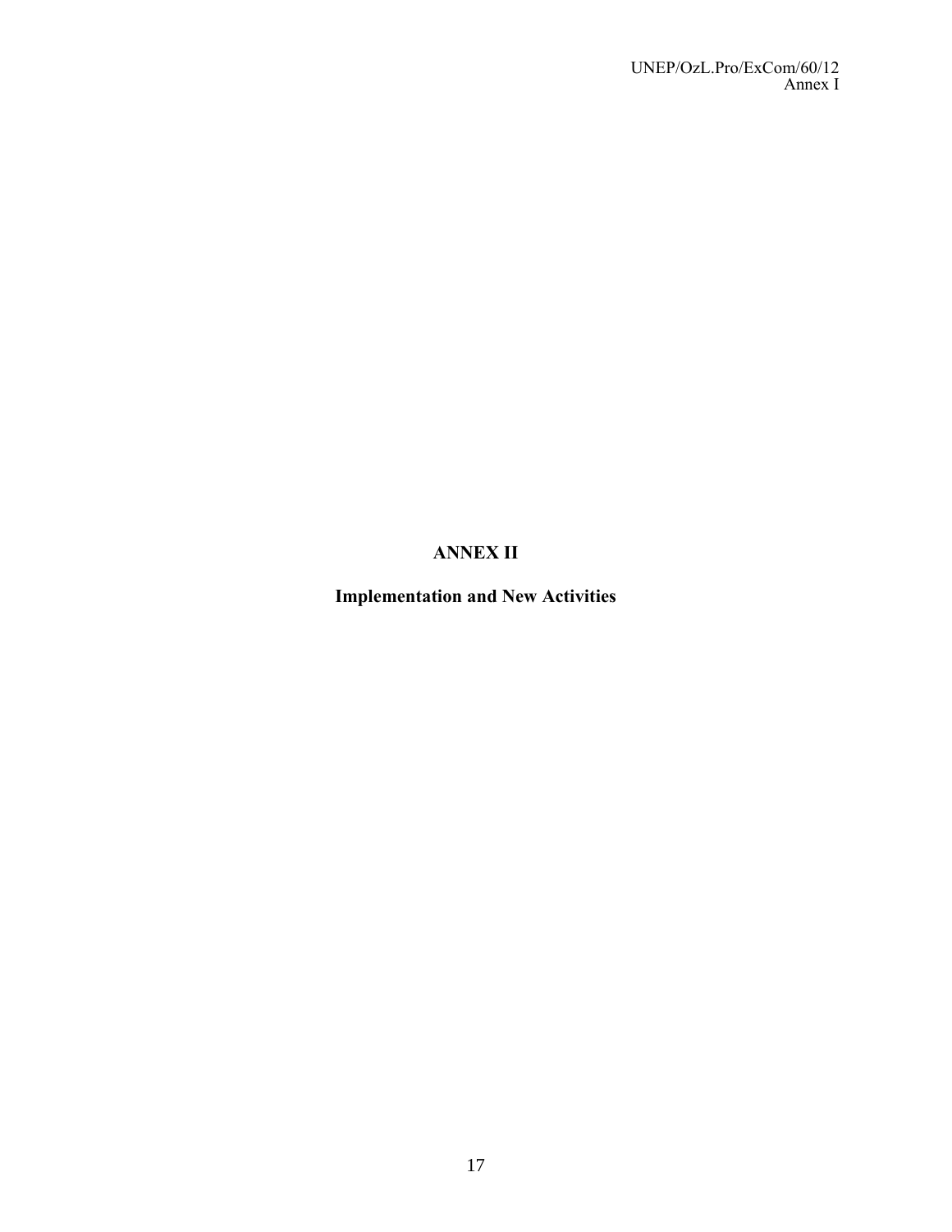**ANNEX II**

**Implementation and New Activities**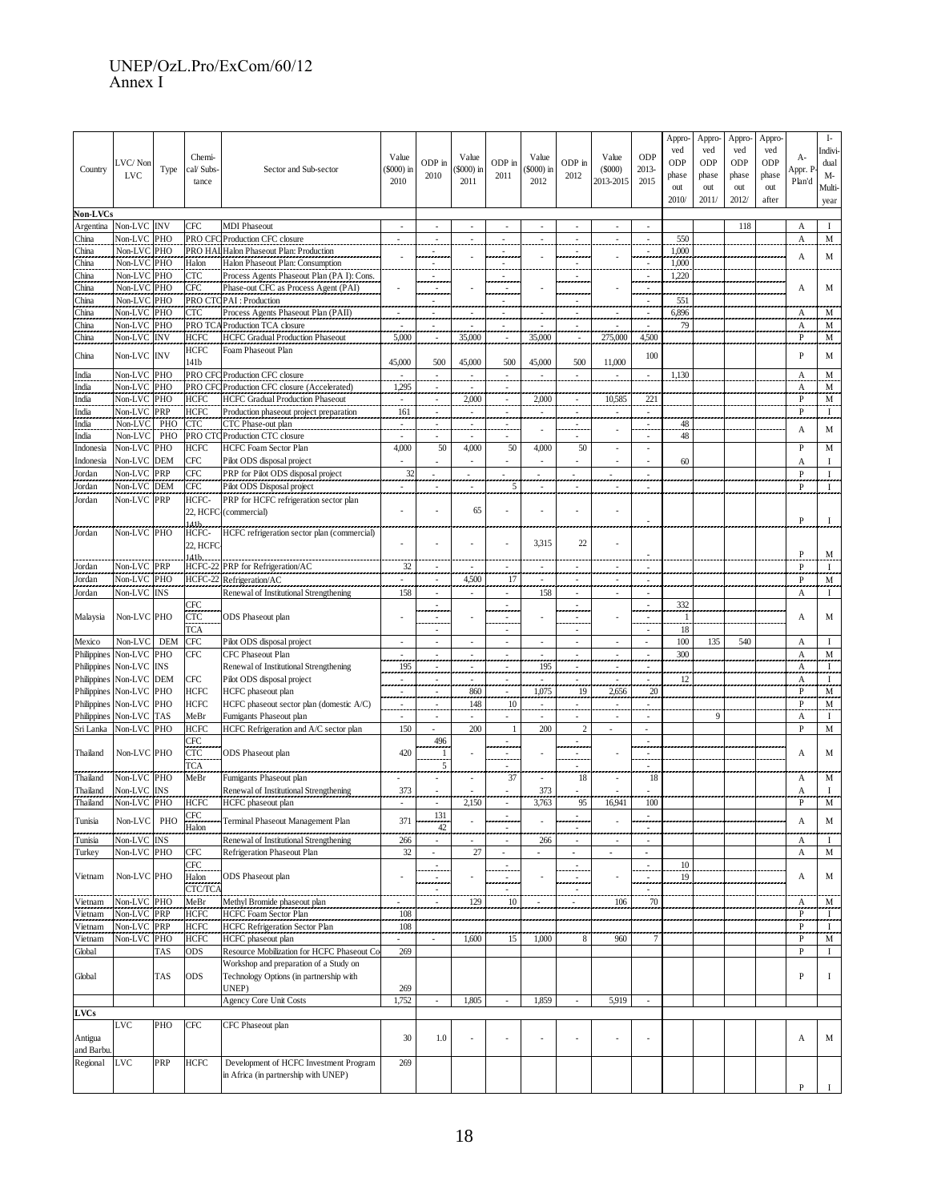UNEP/OzL.Pro/ExCom/60/12
Annex I

| Country | LVC/ Non LVC | Type | Chemical/ Substance | Sector and Sub-sector | Value ($000) in 2010 | ODP in 2010 | Value ($000) in 2011 | ODP in 2011 | Value ($000) in 2012 | ODP in 2012 | Value ($000) 2013-2015 | ODP 2013-2015 | Approved ODP phase out 2010/ | Approved ODP phase out 2011/ | Approved ODP phase out 2012/ | Approved ODP phase out after | A- Appr. P-Plan'd | I- Individual M-Multi-year |
|---|---|---|---|---|---|---|---|---|---|---|---|---|---|---|---|---|---|---|
| **Non-LVCs** | | | | | | | | | | | | | | | | | | |
| Argentina | Non-LVC | INV | CFC | MDI Phaseout | - | - | - | - | - | - | - | - | | | 118 | | A | I |
| China | Non-LVC | PHO | PRO CFC | Production CFC closure | - | - | - | - | - | - | - | - | 550 | | | | A | M |
| China | Non-LVC | PHO | PRO HAL | Halon Phaseout Plan: Production | - | - | - | - | - | - | - | - | 1,000 | | | | A | M |
| China | Non-LVC | PHO | Halon | Halon Phaseout Plan: Consumption | | - | | - | | - | | - | 1,000 | | | | | |
| China | Non-LVC | PHO | CTC | Process Agents Phaseout Plan (PA I): Cons. | - | - | - | - | - | - | - | - | 1,220 | | | | A | M |
| China | Non-LVC | PHO | CFC | Phase-out CFC as Process Agent (PAI) | | - | | - | | - | | - | | | | | | |
| China | Non-LVC | PHO | PRO CTC | PAI : Production | | - | | - | | - | | - | 551 | | | | | |
| China | Non-LVC | PHO | CTC | Process Agents Phaseout Plan (PAII) | - | - | - | - | - | - | - | - | 6,896 | | | | A | M |
| China | Non-LVC | PHO | PRO TCA | Production TCA closure | - | - | - | - | - | - | - | - | 79 | | | | A | M |
| China | Non-LVC | INV | HCFC | HCFC Gradual Production Phaseout | 5,000 | - | 35,000 | - | 35,000 | - | 275,000 | 4,500 | | | | | P | M |
| China | Non-LVC | INV | HCFC 141b | Foam Phaseout Plan | 45,000 | 500 | 45,000 | 500 | 45,000 | 500 | 11,000 | 100 | | | | | P | M |
| India | Non-LVC | PHO | PRO CFC | Production CFC closure | - | - | - | - | - | - | - | - | 1,130 | | | | A | M |
| India | Non-LVC | PHO | PRO CFC | Production CFC closure (Accelerated) | 1,295 | - | - | - | | | | | | | | | A | M |
| India | Non-LVC | PHO | HCFC | HCFC Gradual Production Phaseout | - | - | 2,000 | - | 2,000 | - | 10,585 | 221 | | | | | P | M |
| India | Non-LVC | PRP | HCFC | Production phaseout project preparation | 161 | - | - | - | - | - | - | - | | | | | P | I |
| India | Non-LVC | PHO | CTC | CTC Phase-out plan | - | - | - | - | - | - | - | - | 48 | | | | A | M |
| India | Non-LVC | PHO | PRO CTC | Production CTC closure | - | - | - | - | | - | | - | 48 | | | | | |
| Indonesia | Non-LVC | PHO | HCFC | HCFC Foam Sector Plan | 4,000 | 50 | 4,000 | 50 | 4,000 | 50 | - | - | | | | | P | M |
| Indonesia | Non-LVC | DEM | CFC | Pilot ODS disposal project | - | - | - | - | - | - | - | - | 60 | | | | A | I |
| Jordan | Non-LVC | PRP | CFC | PRP for Pilot ODS disposal project | 32 | - | - | - | - | - | - | - | | | | | P | I |
| Jordan | Non-LVC | DEM | CFC | Pilot ODS Disposal project | - | - | - | 5 | - | - | - | - | | | | | P | I |
| Jordan | Non-LVC | PRP | HCFC-22, HCFC-141b | PRP for HCFC refrigeration sector plan (commercial) | - | - | 65 | - | - | - | - | - | | | | | P | I |
| Jordan | Non-LVC | PHO | HCFC-22, HCFC-141b | HCFC refrigeration sector plan (commercial) | - | - | - | - | 3,315 | 22 | - | - | | | | | P | M |
| Jordan | Non-LVC | PRP | HCFC-22 | PRP for Refrigeration/AC | 32 | - | - | - | - | - | - | - | | | | | P | I |
| Jordan | Non-LVC | PHO | HCFC-22 | Refrigeration/AC | - | - | 4,500 | 17 | - | - | - | - | | | | | P | M |
| Jordan | Non-LVC | INS | | Renewal of Institutional Strengthening | 158 | - | - | - | 158 | - | - | - | | | | | A | I |
| Malaysia | Non-LVC | PHO | CFC | ODS Phaseout plan | - | - | - | - | - | - | - | - | 332 | | | | A | M |
| | | | CTC | | | - | | - | | - | | - | 1 | | | | | |
| | | | TCA | | | - | | - | | - | | - | 18 | | | | | |
| Mexico | Non-LVC | DEM | CFC | Pilot ODS disposal project | - | - | - | - | - | - | - | - | 100 | 135 | 540 | | A | I |
| Philippines | Non-LVC | PHO | CFC | CFC Phaseout Plan | - | - | - | - | - | - | - | - | 300 | | | | A | M |
| Philippines | Non-LVC | INS | | Renewal of Institutional Strengthening | 195 | - | - | - | 195 | - | - | - | | | | | A | I |
| Philippines | Non-LVC | DEM | CFC | Pilot ODS disposal project | - | - | - | - | - | - | - | - | 12 | | | | A | I |
| Philippines | Non-LVC | PHO | HCFC | HCFC phaseout plan | - | - | 860 | - | 1,075 | 19 | 2,656 | 20 | | | | | P | M |
| Philippines | Non-LVC | PHO | HCFC | HCFC phaseout sector plan (domestic A/C) | - | - | 148 | 10 | - | - | - | - | | | | | P | M |
| Philippines | Non-LVC | TAS | MeBr | Fumigants Phaseout plan | - | - | - | - | - | - | - | - | | 9 | | | A | I |
| Sri Lanka | Non-LVC | PHO | HCFC | HCFC Refrigeration and A/C sector plan | 150 | - | 200 | 1 | 200 | 2 | - | - | | | | | P | M |
| Thailand | Non-LVC | PHO | CFC | ODS Phaseout plan | 420 | 496 | - | - | - | - | - | - | | | | | A | M |
| | | | CTC | | | 1 | | - | | - | | - | | | | | | |
| | | | TCA | | | 5 | | - | | - | | - | | | | | | |
| Thailand | Non-LVC | PHO | MeBr | Fumigants Phaseout plan | - | - | - | 37 | - | 18 | - | 18 | | | | | A | M |
| Thailand | Non-LVC | INS | | Renewal of Institutional Strengthening | 373 | - | - | - | 373 | - | - | - | | | | | A | I |
| Thailand | Non-LVC | PHO | HCFC | HCFC phaseout plan | - | - | 2,150 | - | 3,763 | 95 | 16,941 | 100 | | | | | P | M |
| Tunisia | Non-LVC | PHO | CFC | Terminal Phaseout Management Plan | 371 | 131 | - | - | - | - | - | - | | | | | A | M |
| | | | Halon | | | 42 | | - | | - | | - | | | | | | |
| Tunisia | Non-LVC | INS | | Renewal of Institutional Strengthening | 266 | - | - | - | 266 | - | - | - | | | | | A | I |
| Turkey | Non-LVC | PHO | CFC | Refrigeration Phaseout Plan | 32 | - | 27 | - | - | - | - | - | | | | | A | M |
| Vietnam | Non-LVC | PHO | CFC | ODS Phaseout plan | - | - | - | - | - | - | - | - | 10 | | | | A | M |
| | | | Halon | | | - | | - | | - | | - | 19 | | | | | |
| | | | CTC/TCA | | | - | | - | | - | | - | | | | | | |
| Vietnam | Non-LVC | PHO | MeBr | Methyl Bromide phaseout plan | - | - | 129 | 10 | - | - | 106 | 70 | | | | | A | M |
| Vietnam | Non-LVC | PRP | HCFC | HCFC Foam Sector Plan | 108 | | | | | | | | | | | | P | I |
| Vietnam | Non-LVC | PRP | HCFC | HCFC Refrigeration Sector Plan | 108 | | | | | | | | | | | | P | I |
| Vietnam | Non-LVC | PHO | HCFC | HCFC phaseout plan | - | - | 1,600 | 15 | 1,000 | 8 | 960 | 7 | | | | | P | M |
| Global | | TAS | ODS | Resource Mobilization for HCFC Phaseout Co | 269 | | | | | | | | | | | | P | I |
| Global | | TAS | ODS | Workshop and preparation of a Study on Technology Options (in partnership with UNEP) | 269 | | | | | | | | | | | | P | I |
| | | | | Agency Core Unit Costs | 1,752 | - | 1,805 | - | 1,859 | - | 5,919 | - | | | | | | |
| **LVCs** | | | | | | | | | | | | | | | | | | |
| Antigua and Barbu. | LVC | PHO | CFC | CFC Phaseout plan | 30 | 1.0 | - | - | - | - | - | - | | | | | A | M |
| Regional | LVC | PRP | HCFC | Development of HCFC Investment Program in Africa (in partnership with UNEP) | 269 | | | | | | | | | | | | P | I |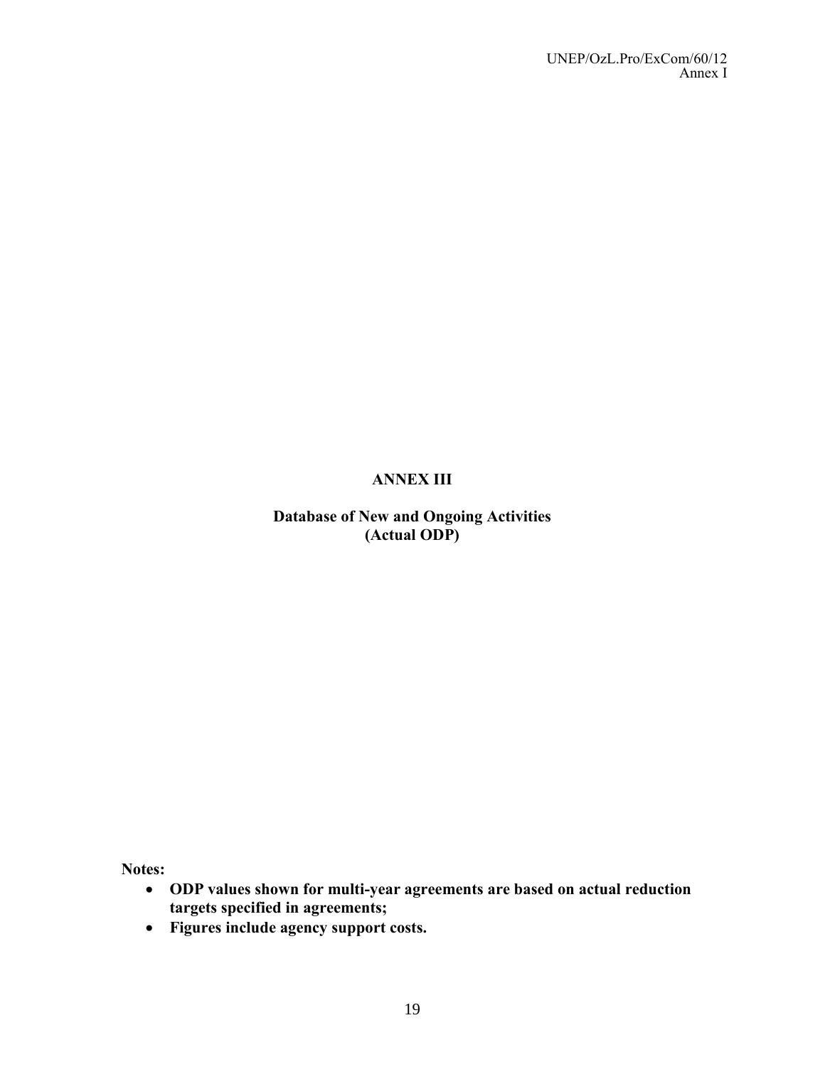# ANNEX III

## Database of New and Ongoing Activities (Actual ODP)

**Notes:**

- **ODP values shown for multi-year agreements are based on actual reduction targets specified in agreements;**
- **Figures include agency support costs.**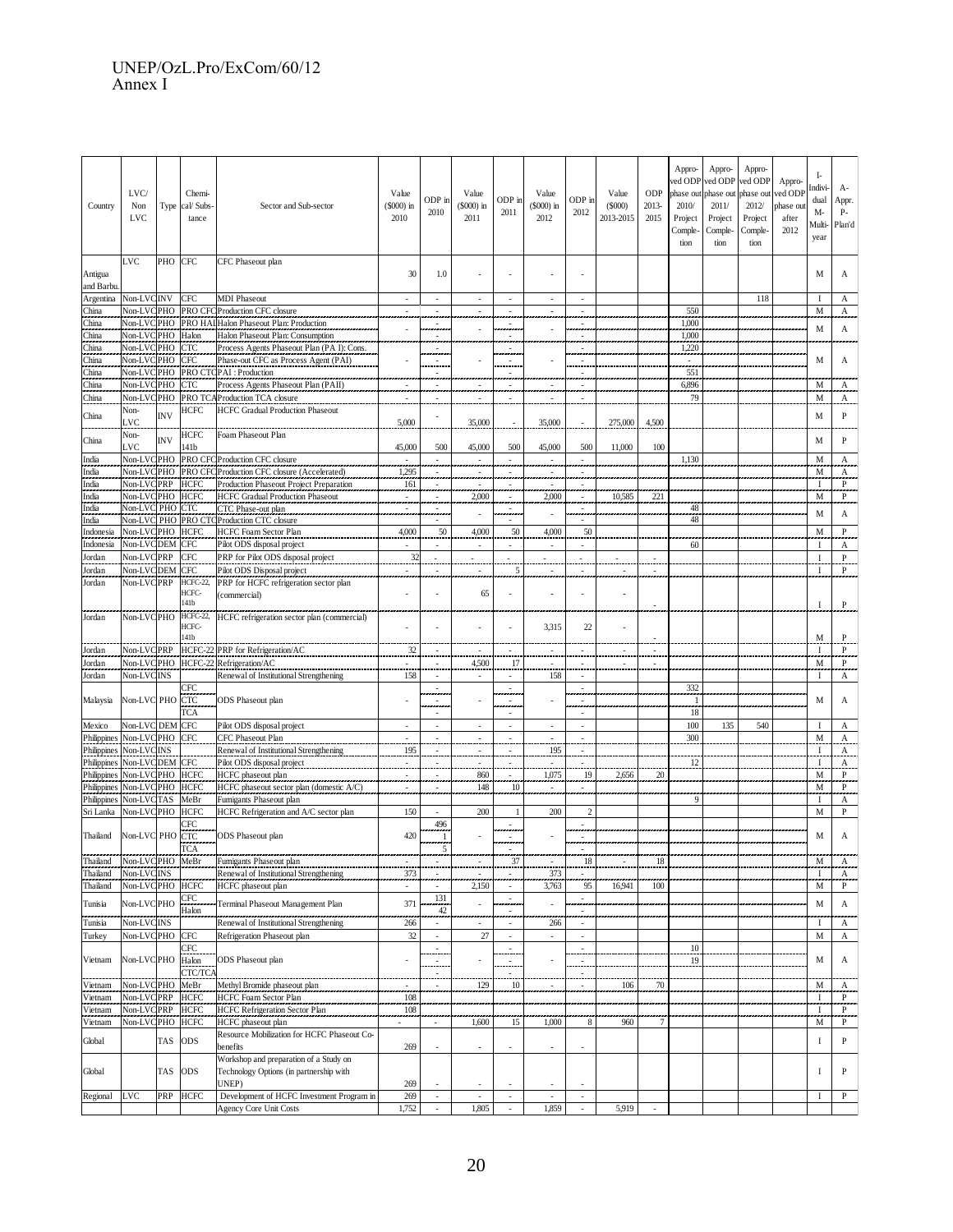| Country | LVC/ Non LVC | Type | Chemical/ Substance | Sector and Sub-sector | Value ($000) in 2010 | ODP in 2010 | Value ($000) in 2011 | ODP in 2011 | Value ($000) in 2012 | ODP in 2012 | Value ($000) 2013-2015 | ODP 2013-2015 | Approved ODP phase out 2010/ Project Completion | Approved ODP phase out 2011/ Project Completion | Approved ODP phase out 2012/ Project Completion | Approved ODP phase out after 2012 | I-Individual M-Multi-year | A-Appr. P-Plan'd |
|---|---|---|---|---|---|---|---|---|---|---|---|---|---|---|---|---|---|---|
| Antigua and Barbu. | LVC | PHO | CFC | CFC Phaseout plan | 30 | 1.0 | - | - | - | - | | | | | | | M | A |
| Argentina | Non-LVC | INV | CFC | MDI Phaseout | - | - | - | - | - | - | | | | | 118 | | I | A |
| China | Non-LVC | PHO | PRO CFC | Production CFC closure | - | - | - | - | - | - | | | 550 | | | | M | A |
| China | Non-LVC | PHO | PRO HAL | Halon Phaseout Plan: Production | - | - | - | - | - | - | | | 1,000 | | | | M | A |
| China | Non-LVC | PHO | Halon | Halon Phaseout Plan: Consumption | | - | | - | | - | | | 1,000 | | | | | |
| China | Non-LVC | PHO | CTC | Process Agents Phaseout Plan (PA I): Cons. | - | - | - | - | - | - | | | 1,220 | | | | M | A |
| China | Non-LVC | PHO | CFC | Phase-out CFC as Process Agent (PAI) | | - | | - | | - | | | - | | | | | |
| China | Non-LVC | PHO | PRO CTC | PAI : Production | | - | | - | | - | | | 551 | | | | | |
| China | Non-LVC | PHO | CTC | Process Agents Phaseout Plan (PAII) | - | - | - | - | - | - | | | 6,896 | | | | M | A |
| China | Non-LVC | PHO | PRO TCA | Production TCA closure | - | - | - | - | - | - | | | 79 | | | | M | A |
| China | Non-LVC | INV | HCFC | HCFC Gradual Production Phaseout | 5,000 | - | 35,000 | - | 35,000 | - | 275,000 | 4,500 | | | | | M | P |
| China | Non-LVC | INV | HCFC 141b | Foam Phaseout Plan | 45,000 | 500 | 45,000 | 500 | 45,000 | 500 | 11,000 | 100 | | | | | M | P |
| India | Non-LVC | PHO | PRO CFC | Production CFC closure | - | - | - | - | - | - | | | 1,130 | | | | M | A |
| India | Non-LVC | PHO | PRO CFC | Production CFC closure (Accelerated) | 1,295 | - | - | - | - | - | | | | | | | M | A |
| India | Non-LVC | PRP | HCFC | Production Phaseout Project Preparation | 161 | - | - | - | - | - | | | | | | | I | P |
| India | Non-LVC | PHO | HCFC | HCFC Gradual Production Phaseout | - | - | 2,000 | - | 2,000 | - | 10,585 | 221 | | | | | M | P |
| India | Non-LVC | PHO | CTC | CTC Phase-out plan | - | - | - | - | - | - | | | 48 | | | | M | A |
| India | Non-LVC | PHO | PRO CTC | Production CTC closure | | - | | - | | - | | | 48 | | | | | |
| Indonesia | Non-LVC | PHO | HCFC | HCFC Foam Sector Plan | 4,000 | 50 | 4,000 | 50 | 4,000 | 50 | | | | | | | M | P |
| Indonesia | Non-LVC | DEM | CFC | Pilot ODS disposal project | - | - | - | - | - | - | | | 60 | | | | I | A |
| Jordan | Non-LVC | PRP | CFC | PRP for Pilot ODS disposal project | 32 | - | - | - | - | - | - | - | | | | | I | P |
| Jordan | Non-LVC | DEM | CFC | Pilot ODS Disposal project | - | - | - | 5 | - | - | - | - | | | | | I | P |
| Jordan | Non-LVC | PRP | HCFC-22, HCFC-141b | PRP for HCFC refrigeration sector plan (commercial) | - | - | 65 | - | - | - | - | - | | | | | I | P |
| Jordan | Non-LVC | PHO | HCFC-22, HCFC-141b | HCFC refrigeration sector plan (commercial) | - | - | - | - | 3,315 | 22 | - | - | | | | | M | P |
| Jordan | Non-LVC | PRP | HCFC-22 | PRP for Refrigeration/AC | 32 | - | - | - | - | - | - | - | | | | | I | P |
| Jordan | Non-LVC | PHO | HCFC-22 | Refrigeration/AC | - | - | 4,500 | 17 | - | - | - | - | | | | | M | P |
| Jordan | Non-LVC | INS | | Renewal of Institutional Strengthening | 158 | - | - | - | 158 | - | | | | | | | I | A |
| Malaysia | Non-LVC | PHO | CFC | ODS Phaseout plan | - | - | - | - | - | - | | | 332 | | | | M | A |
| | | | CTC | | | - | | - | | - | | | 1 | | | | | |
| | | | TCA | | | - | | - | | - | | | 18 | | | | | |
| Mexico | Non-LVC | DEM | CFC | Pilot ODS disposal project | - | - | - | - | - | - | | | 100 | 135 | 540 | | I | A |
| Philippines | Non-LVC | PHO | CFC | CFC Phaseout Plan | - | - | - | - | - | - | | | 300 | | | | M | A |
| Philippines | Non-LVC | INS | | Renewal of Institutional Strengthening | 195 | - | - | - | 195 | - | | | | | | | I | A |
| Philippines | Non-LVC | DEM | CFC | Pilot ODS disposal project | - | - | - | - | - | - | | | 12 | | | | I | A |
| Philippines | Non-LVC | PHO | HCFC | HCFC phaseout plan | - | - | 860 | - | 1,075 | 19 | 2,656 | 20 | | | | | M | P |
| Philippines | Non-LVC | PHO | HCFC | HCFC phaseout sector plan (domestic A/C) | - | - | 148 | 10 | - | - | | | | | | | M | P |
| Philippines | Non-LVC | TAS | MeBr | Fumigants Phaseout plan | | | | | | | | | 9 | | | | I | A |
| Sri Lanka | Non-LVC | PHO | HCFC | HCFC Refrigeration and A/C sector plan | 150 | - | 200 | 1 | 200 | 2 | | | | | | | M | P |
| Thailand | Non-LVC | PHO | CFC | ODS Phaseout plan | 420 | 496 | - | - | - | - | | | | | | | M | A |
| | | | CTC | | | 1 | | - | | - | | | | | | | | |
| | | | TCA | | | 5 | | - | | - | | | | | | | | |
| Thailand | Non-LVC | PHO | MeBr | Fumigants Phaseout plan | - | - | - | 37 | - | 18 | - | 18 | | | | | M | A |
| Thailand | Non-LVC | INS | | Renewal of Institutional Strengthening | 373 | - | - | - | 373 | - | | | | | | | I | A |
| Thailand | Non-LVC | PHO | HCFC | HCFC phaseout plan | - | - | 2,150 | - | 3,763 | 95 | 16,941 | 100 | | | | | M | P |
| Tunisia | Non-LVC | PHO | CFC | Terminal Phaseout Management Plan | 371 | 131 | - | - | - | - | | | | | | | M | A |
| | | | Halon | | | 42 | | - | | - | | | | | | | | |
| Tunisia | Non-LVC | INS | | Renewal of Institutional Strengthening | 266 | - | - | - | 266 | - | | | | | | | I | A |
| Turkey | Non-LVC | PHO | CFC | Refrigeration Phaseout plan | 32 | - | 27 | - | - | - | | | | | | | M | A |
| Vietnam | Non-LVC | PHO | CFC | ODS Phaseout plan | - | - | - | - | - | - | | | 10 | | | | M | A |
| | | | Halon | | | - | | - | | - | | | 19 | | | | | |
| | | | CTC/TCA | | | - | | - | | - | | | | | | | | |
| Vietnam | Non-LVC | PHO | MeBr | Methyl Bromide phaseout plan | - | - | 129 | 10 | - | - | 106 | 70 | | | | | M | A |
| Vietnam | Non-LVC | PRP | HCFC | HCFC Foam Sector Plan | 108 | | | | | | | | | | | | I | P |
| Vietnam | Non-LVC | PRP | HCFC | HCFC Refrigeration Sector Plan | 108 | | | | | | | | | | | | I | P |
| Vietnam | Non-LVC | PHO | HCFC | HCFC phaseout plan | - | - | 1,600 | 15 | 1,000 | 8 | 960 | 7 | | | | | M | P |
| Global | | TAS | ODS | Resource Mobilization for HCFC Phaseout Co-benefits | 269 | - | - | - | - | - | | | | | | | I | P |
| Global | | TAS | ODS | Workshop and preparation of a Study on Technology Options (in partnership with UNEP) | 269 | - | - | - | - | - | | | | | | | I | P |
| Regional | LVC | PRP | HCFC | Development of HCFC Investment Program in | 269 | - | - | - | - | - | | | | | | | I | P |
| | | | | Agency Core Unit Costs | 1,752 | - | 1,805 | - | 1,859 | - | 5,919 | - | | | | | | |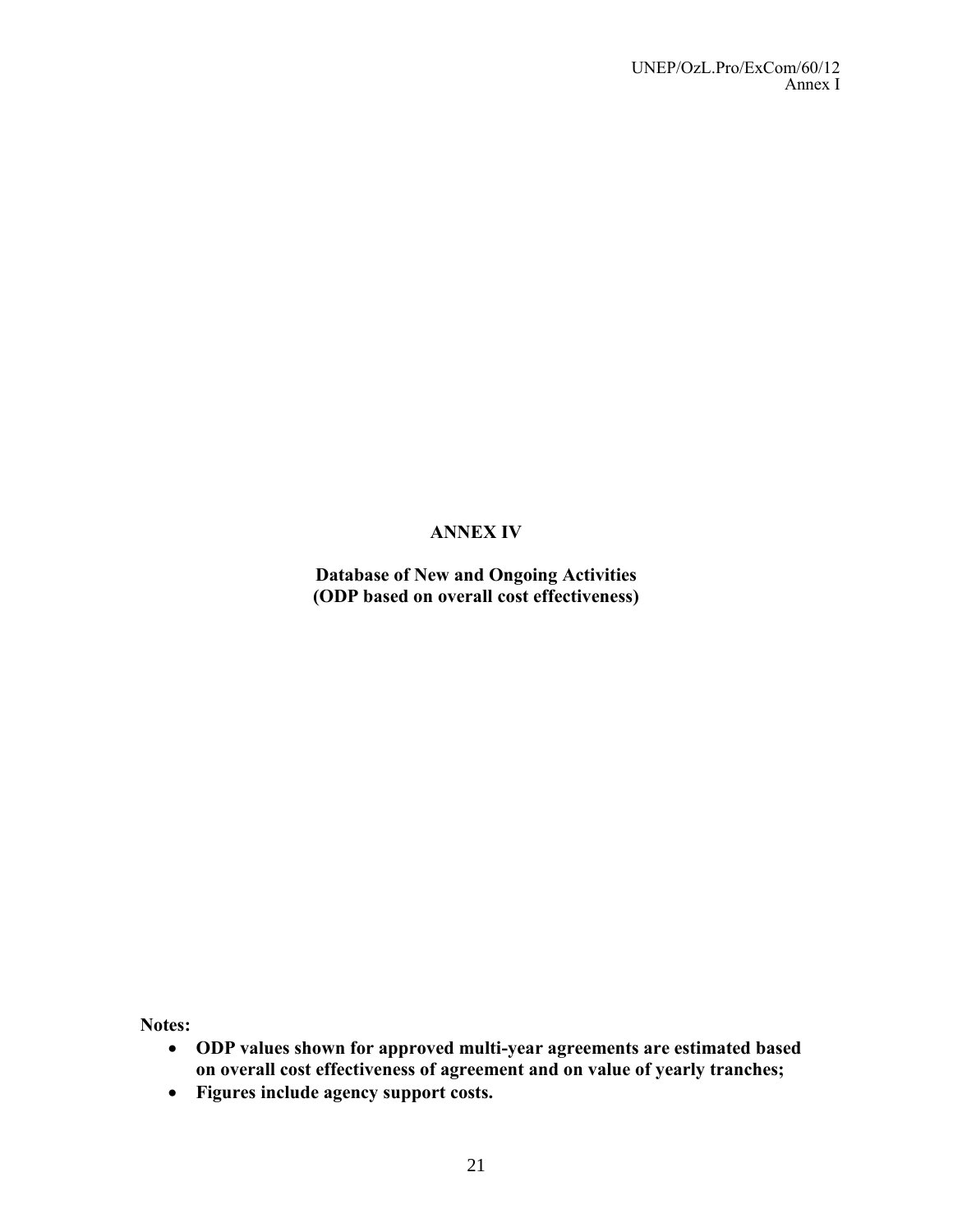# ANNEX IV

**Database of New and Ongoing Activities (ODP based on overall cost effectiveness)**

**Notes:**

- **ODP values shown for approved multi-year agreements are estimated based on overall cost effectiveness of agreement and on value of yearly tranches;**
- **Figures include agency support costs.**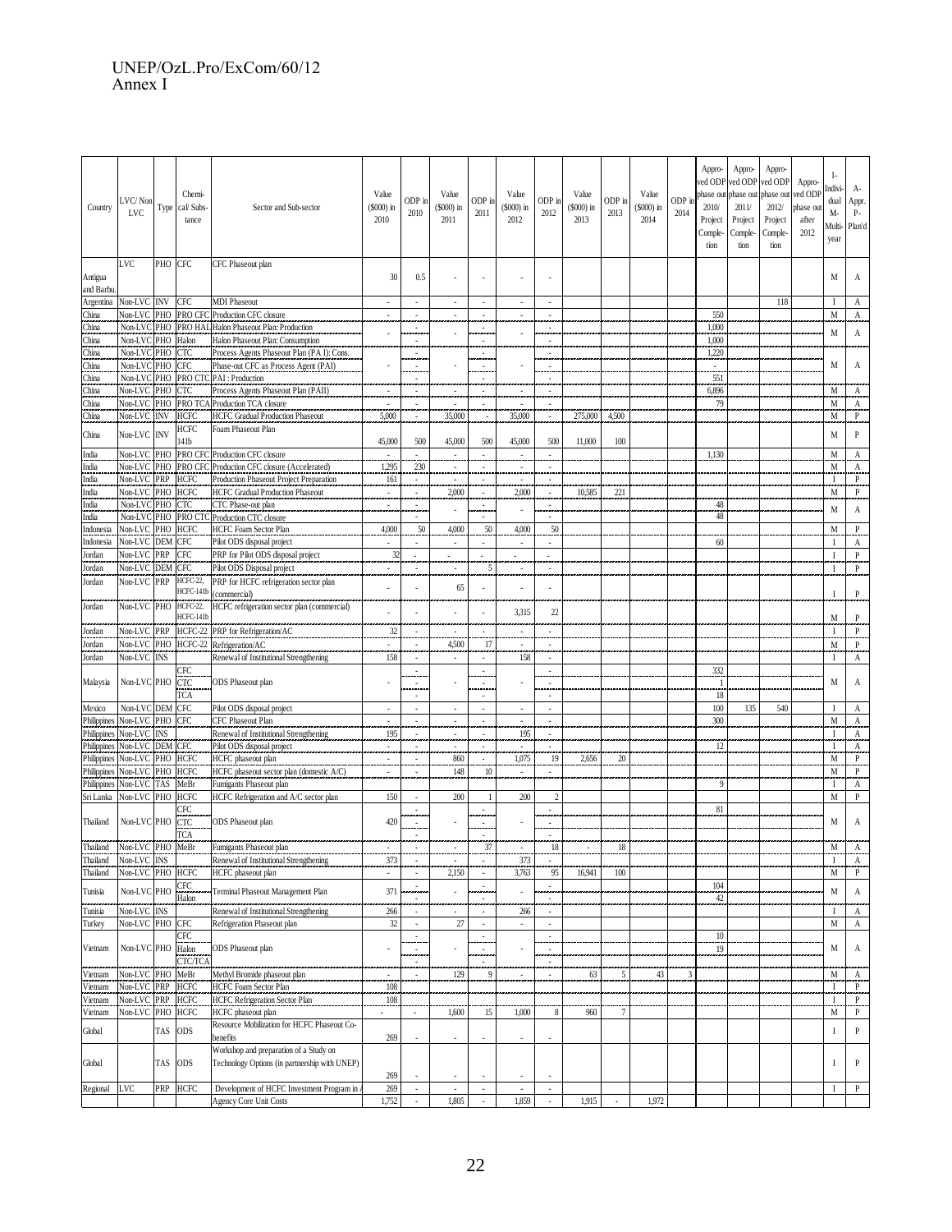UNEP/OzL.Pro/ExCom/60/12
Annex I

| Country | LVC/ Non LVC | Type | Chemi-cal/ Subs-tance | Sector and Sub-sector | Value ($000) in 2010 | ODP in 2010 | Value ($000) in 2011 | ODP in 2011 | Value ($000) in 2012 | ODP in 2012 | Value ($000) in 2013 | ODP in 2013 | Value ($000) in 2014 | ODP in 2014 | Approved ODP phase out 2010/ Project Completion | Approved ODP phase out 2011/ Project Completion | Approved ODP phase out 2012/ Project Completion | Approved ODP phase out after 2012 | I-Individual M-Multi-year | A-Appr. P-Plan'd |
|---|---|---|---|---|---|---|---|---|---|---|---|---|---|---|---|---|---|---|---|---|
| Antigua and Barbu. | LVC | PHO | CFC | CFC Phaseout plan | 30 | 0.5 | - | - | - | - | | | | | | | | | M | A |
| Argentina | Non-LVC | INV | CFC | MDI Phaseout | - | - | - | - | - | - | | | | | | | 118 | | I | A |
| China | Non-LVC | PHO | PRO CFC | Production CFC closure | - | - | - | - | - | - | | | | | 550 | | | | M | A |
| China | Non-LVC | PHO | PRO HAL | Halon Phaseout Plan: Production | - | - | - | - | - | - | | | | | 1,000 | | | | M | A |
| China | Non-LVC | PHO | Halon | Halon Phaseout Plan: Consumption | | - | | - | | - | | | | | 1,000 | | | | | |
| China | Non-LVC | PHO | CTC | Process Agents Phaseout Plan (PA I): Cons. | | - | | - | | - | | | | | 1,220 | | | | M | A |
| China | Non-LVC | PHO | CFC | Phase-out CFC as Process Agent (PAI) | - | - | - | - | - | - | | | | | - | | | | | |
| China | Non-LVC | PHO | PRO CTC | PAI : Production | | - | | - | | - | | | | | 551 | | | | | |
| China | Non-LVC | PHO | CTC | Process Agents Phaseout Plan (PAII) | - | - | - | - | - | - | | | | | 6,896 | | | | M | A |
| China | Non-LVC | PHO | PRO TCA | Production TCA closure | - | - | - | - | - | - | | | | | 79 | | | | M | A |
| China | Non-LVC | INV | HCFC | HCFC Gradual Production Phaseout | 5,000 | - | 35,000 | - | 35,000 | - | 275,000 | 4,500 | | | | | | | M | P |
| China | Non-LVC | INV | HCFC 141b | Foam Phaseout Plan | 45,000 | 500 | 45,000 | 500 | 45,000 | 500 | 11,000 | 100 | | | | | | | M | P |
| India | Non-LVC | PHO | PRO CFC | Production CFC closure | - | - | - | - | - | - | | | | | 1,130 | | | | M | A |
| India | Non-LVC | PHO | PRO CFC | Production CFC closure (Accelerated) | 1,295 | 230 | - | - | - | - | | | | | | | | | M | A |
| India | Non-LVC | PRP | HCFC | Production Phaseout Project Preparation | 161 | - | - | - | - | - | | | | | | | | | I | P |
| India | Non-LVC | PHO | HCFC | HCFC Gradual Production Phaseout | - | - | 2,000 | - | 2,000 | - | 10,585 | 221 | | | | | | | M | P |
| India | Non-LVC | PHO | CTC | CTC Phase-out plan | - | - | - | - | - | - | | | | | 48 | | | | M | A |
| India | Non-LVC | PHO | PRO CTC | Production CTC closure | | - | | - | | - | | | | | 48 | | | | | |
| Indonesia | Non-LVC | PHO | HCFC | HCFC Foam Sector Plan | 4,000 | 50 | 4,000 | 50 | 4,000 | 50 | | | | | | | | | M | P |
| Indonesia | Non-LVC | DEM | CFC | Pilot ODS disposal project | - | - | - | - | - | - | | | | | 60 | | | | I | A |
| Jordan | Non-LVC | PRP | CFC | PRP for Pilot ODS disposal project | 32 | - | - | - | - | - | | | | | | | | | I | P |
| Jordan | Non-LVC | DEM | CFC | Pilot ODS Disposal project | - | - | - | 5 | - | - | | | | | | | | | I | P |
| Jordan | Non-LVC | PRP | HCFC-22, HCFC-141b | PRP for HCFC refrigeration sector plan (commercial) | - | - | 65 | - | - | - | | | | | | | | | I | P |
| Jordan | Non-LVC | PHO | HCFC-22, HCFC-141b | HCFC refrigeration sector plan (commercial) | - | - | - | - | 3,315 | 22 | | | | | | | | | M | P |
| Jordan | Non-LVC | PRP | HCFC-22 | PRP for Refrigeration/AC | 32 | - | - | - | - | - | | | | | | | | | I | P |
| Jordan | Non-LVC | PHO | HCFC-22 | Refrigeration/AC | - | - | 4,500 | 17 | - | - | | | | | | | | | M | P |
| Jordan | Non-LVC | INS | | Renewal of Institutional Strengthening | 158 | - | - | - | 158 | - | | | | | | | | | I | A |
| Malaysia | Non-LVC | PHO | CFC | ODS Phaseout plan | - | - | - | - | - | - | | | | | 332 | | | | M | A |
| | | | CTC | | | - | | - | | - | | | | | 1 | | | | | |
| | | | TCA | | | - | | - | | - | | | | | 18 | | | | | |
| Mexico | Non-LVC | DEM | CFC | Pilot ODS disposal project | - | - | - | - | - | - | | | | | 100 | 135 | 540 | | I | A |
| Philippines | Non-LVC | PHO | CFC | CFC Phaseout Plan | - | - | - | - | - | - | | | | | 300 | | | | M | A |
| Philippines | Non-LVC | INS | | Renewal of Institutional Strengthening | 195 | - | - | - | 195 | - | | | | | | | | | I | A |
| Philippines | Non-LVC | DEM | CFC | Pilot ODS disposal project | - | - | - | - | - | - | | | | | 12 | | | | I | A |
| Philippines | Non-LVC | PHO | HCFC | HCFC phaseout plan | - | - | 860 | - | 1,075 | 19 | 2,656 | 20 | | | | | | | M | P |
| Philippines | Non-LVC | PHO | HCFC | HCFC phaseout sector plan (domestic A/C) | - | - | 148 | 10 | - | - | | | | | | | | | M | P |
| Philippines | Non-LVC | TAS | MeBr | Fumigants Phaseout plan | | | | | | | | | | | 9 | | | | I | A |
| Sri Lanka | Non-LVC | PHO | HCFC | HCFC Refrigeration and A/C sector plan | 150 | - | 200 | 1 | 200 | 2 | | | | | | | | | M | P |
| Thailand | Non-LVC | PHO | CFC | ODS Phaseout plan | 420 | - | - | - | - | - | | | | | 81 | | | | M | A |
| | | | CTC | | | - | | - | | - | | | | | | | | | | |
| | | | TCA | | | - | | - | | - | | | | | | | | | | |
| Thailand | Non-LVC | PHO | MeBr | Fumigants Phaseout plan | - | - | - | 37 | - | 18 | - | 18 | | | | | | | M | A |
| Thailand | Non-LVC | INS | | Renewal of Institutional Strengthening | 373 | - | - | - | 373 | - | | | | | | | | | I | A |
| Thailand | Non-LVC | PHO | HCFC | HCFC phaseout plan | - | - | 2,150 | - | 3,763 | 95 | 16,941 | 100 | | | | | | | M | P |
| Tunisia | Non-LVC | PHO | CFC | Terminal Phaseout Management Plan | 371 | - | - | - | - | - | | | | | 104 | | | | M | A |
| | | | Halon | | | - | | - | | - | | | | | 42 | | | | | |
| Tunisia | Non-LVC | INS | | Renewal of Institutional Strengthening | 266 | - | - | - | 266 | - | | | | | | | | | I | A |
| Turkey | Non-LVC | PHO | CFC | Refrigeration Phaseout plan | 32 | - | 27 | - | - | - | | | | | | | | | M | A |
| Vietnam | Non-LVC | PHO | CFC | ODS Phaseout plan | - | - | - | - | - | - | | | | | 10 | | | | M | A |
| | | | Halon | | | - | | - | | - | | | | | 19 | | | | | |
| | | | CTC/TCA | | | - | | - | | - | | | | | | | | | | |
| Vietnam | Non-LVC | PHO | MeBr | Methyl Bromide phaseout plan | - | - | 129 | 9 | - | - | 63 | 5 | 43 | 3 | | | | | M | A |
| Vietnam | Non-LVC | PRP | HCFC | HCFC Foam Sector Plan | 108 | | | | | | | | | | | | | | I | P |
| Vietnam | Non-LVC | PRP | HCFC | HCFC Refrigeration Sector Plan | 108 | | | | | | | | | | | | | | I | P |
| Vietnam | Non-LVC | PHO | HCFC | HCFC phaseout plan | - | - | 1,600 | 15 | 1,000 | 8 | 960 | 7 | | | | | | | M | P |
| Global | | TAS | ODS | Resource Mobilization for HCFC Phaseout Co-benefits | 269 | - | - | - | - | - | | | | | | | | | I | P |
| Global | | TAS | ODS | Workshop and preparation of a Study on Technology Options (in partnership with UNEP) | 269 | - | - | - | - | - | | | | | | | | | I | P |
| Regional | LVC | PRP | HCFC | Development of HCFC Investment Program in A | 269 | - | - | - | - | - | | | | | | | | | I | P |
| | | | | Agency Core Unit Costs | 1,752 | - | 1,805 | - | 1,859 | - | 1,915 | - | 1,972 | | | | | | | |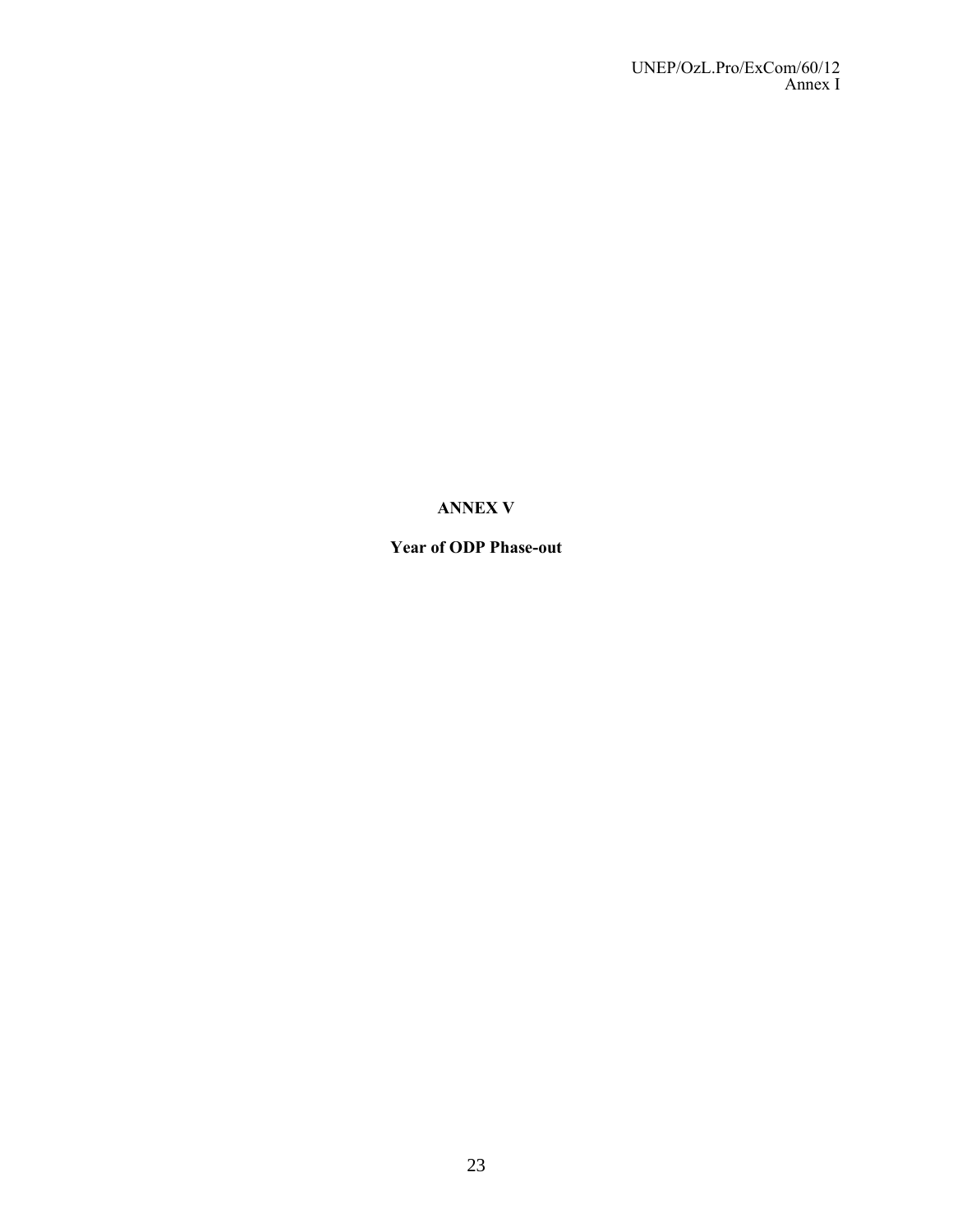**ANNEX V**

**Year of ODP Phase-out**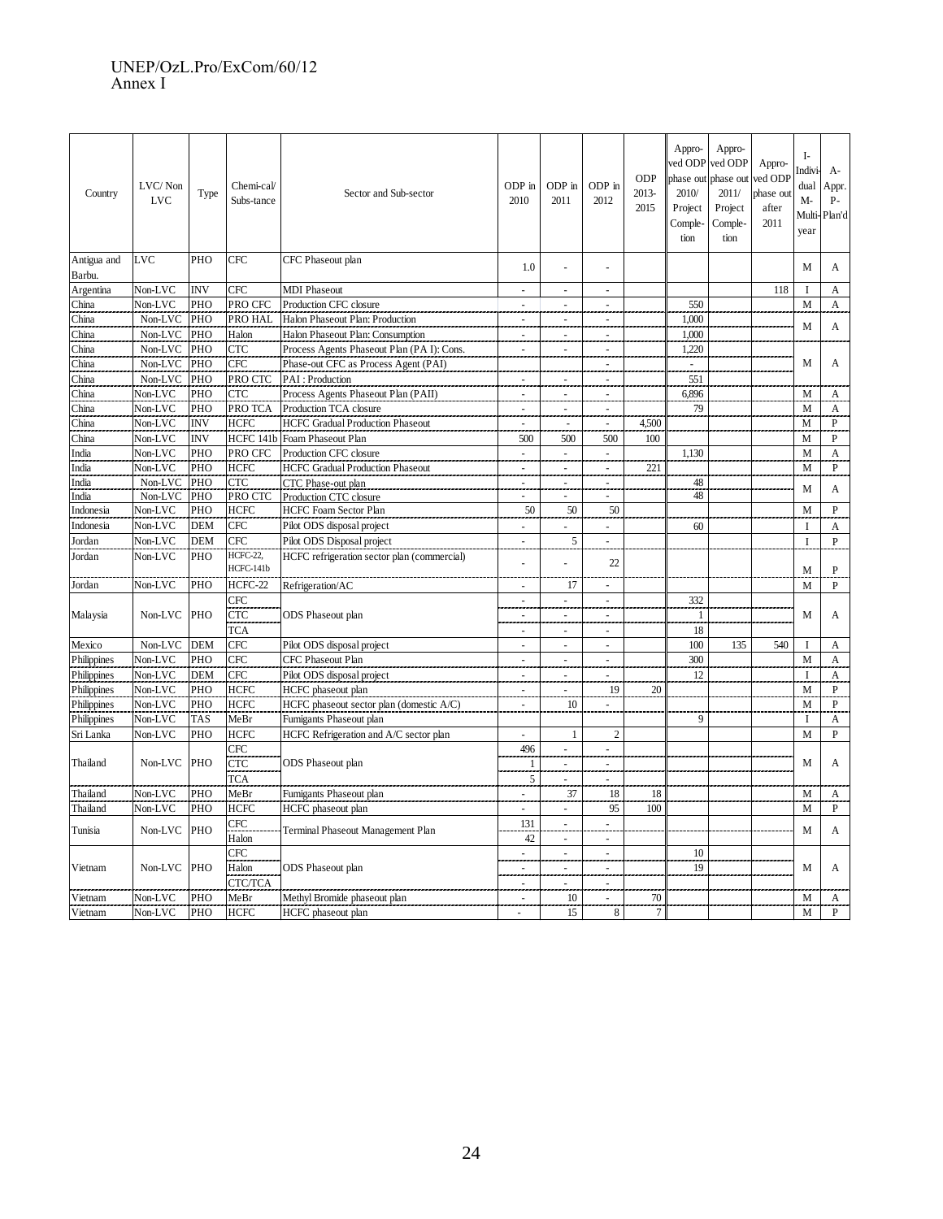| Country | LVC/ Non LVC | Type | Chemi-cal/ Subs-tance | Sector and Sub-sector | ODP in 2010 | ODP in 2011 | ODP in 2012 | ODP 2013-2015 | Appro-ved ODP phase out 2010/ Project Comple-tion | Appro-ved ODP phase out 2011/ Project Comple-tion | Appro-ved ODP phase out after 2011 | I-Indivi-dual M-Multi-year | A-Appr. P-Plan'd |
|---|---|---|---|---|---|---|---|---|---|---|---|---|---|
| Antigua and Barbu. | LVC | PHO | CFC | CFC Phaseout plan | 1.0 | - | - | | | | | M | A |
| Argentina | Non-LVC | INV | CFC | MDI Phaseout | - | - | - | | | | 118 | I | A |
| China | Non-LVC | PHO | PRO CFC | Production CFC closure | - | - | - | | 550 | | | M | A |
| China | Non-LVC | PHO | PRO HAL | Halon Phaseout Plan: Production | - | - | - | | 1,000 | | | M | A |
| China | Non-LVC | PHO | Halon | Halon Phaseout Plan: Consumption | - | - | - | | 1,000 | | | | |
| China | Non-LVC | PHO | CTC | Process Agents Phaseout Plan (PA I): Cons. | - | - | - | | 1,220 | | | M | A |
| China | Non-LVC | PHO | CFC | Phase-out CFC as Process Agent (PAI) | | | - | | - | | | | |
| China | Non-LVC | PHO | PRO CTC | PAI : Production | - | - | - | | 551 | | | | |
| China | Non-LVC | PHO | CTC | Process Agents Phaseout Plan (PAII) | - | - | - | | 6,896 | | | M | A |
| China | Non-LVC | PHO | PRO TCA | Production TCA closure | - | - | - | | 79 | | | M | A |
| China | Non-LVC | INV | HCFC | HCFC Gradual Production Phaseout | - | - | - | 4,500 | | | | M | P |
| China | Non-LVC | INV | HCFC 141b | Foam Phaseout Plan | 500 | 500 | 500 | 100 | | | | M | P |
| India | Non-LVC | PHO | PRO CFC | Production CFC closure | - | - | - | | 1,130 | | | M | A |
| India | Non-LVC | PHO | HCFC | HCFC Gradual Production Phaseout | - | - | - | 221 | | | | M | P |
| India | Non-LVC | PHO | CTC | CTC Phase-out plan | - | - | - | | 48 | | | M | A |
| India | Non-LVC | PHO | PRO CTC | Production CTC closure | - | - | - | | 48 | | | | |
| Indonesia | Non-LVC | PHO | HCFC | HCFC Foam Sector Plan | 50 | 50 | 50 | | | | | M | P |
| Indonesia | Non-LVC | DEM | CFC | Pilot ODS disposal project | - | - | - | | 60 | | | I | A |
| Jordan | Non-LVC | DEM | CFC | Pilot ODS Disposal project | - | 5 | - | | | | | I | P |
| Jordan | Non-LVC | PHO | HCFC-22, HCFC-141b | HCFC refrigeration sector plan (commercial) | - | - | 22 | | | | | M | P |
| Jordan | Non-LVC | PHO | HCFC-22 | Refrigeration/AC | - | 17 | - | | | | | M | P |
| Malaysia | Non-LVC | PHO | CFC | ODS Phaseout plan | - | - | - | | 332 | | | M | A |
| | | | CTC | | - | - | - | | 1 | | | | |
| | | | TCA | | - | - | - | | 18 | | | | |
| Mexico | Non-LVC | DEM | CFC | Pilot ODS disposal project | - | - | - | | 100 | 135 | 540 | I | A |
| Philippines | Non-LVC | PHO | CFC | CFC Phaseout Plan | - | - | - | | 300 | | | M | A |
| Philippines | Non-LVC | DEM | CFC | Pilot ODS disposal project | - | - | - | | 12 | | | I | A |
| Philippines | Non-LVC | PHO | HCFC | HCFC phaseout plan | - | - | 19 | 20 | | | | M | P |
| Philippines | Non-LVC | PHO | HCFC | HCFC phaseout sector plan (domestic A/C) | - | 10 | - | | | | | M | P |
| Philippines | Non-LVC | TAS | MeBr | Fumigants Phaseout plan | | | | | 9 | | | I | A |
| Sri Lanka | Non-LVC | PHO | HCFC | HCFC Refrigeration and A/C sector plan | - | 1 | 2 | | | | | M | P |
| Thailand | Non-LVC | PHO | CFC | ODS Phaseout plan | 496 | - | - | | | | | M | A |
| | | | CTC | | 1 | - | - | | | | | | |
| | | | TCA | | 5 | - | - | | | | | | |
| Thailand | Non-LVC | PHO | MeBr | Fumigants Phaseout plan | - | 37 | 18 | 18 | | | | M | A |
| Thailand | Non-LVC | PHO | HCFC | HCFC phaseout plan | - | - | 95 | 100 | | | | M | P |
| Tunisia | Non-LVC | PHO | CFC | Terminal Phaseout Management Plan | 131 | - | - | | | | | M | A |
| | | | Halon | | 42 | - | - | | | | | | |
| Vietnam | Non-LVC | PHO | CFC | ODS Phaseout plan | - | - | - | | 10 | | | M | A |
| | | | Halon | | - | - | - | | 19 | | | | |
| | | | CTC/TCA | | - | - | - | | | | | | |
| Vietnam | Non-LVC | PHO | MeBr | Methyl Bromide phaseout plan | - | 10 | - | 70 | | | | M | A |
| Vietnam | Non-LVC | PHO | HCFC | HCFC phaseout plan | - | 15 | 8 | 7 | | | | M | P |